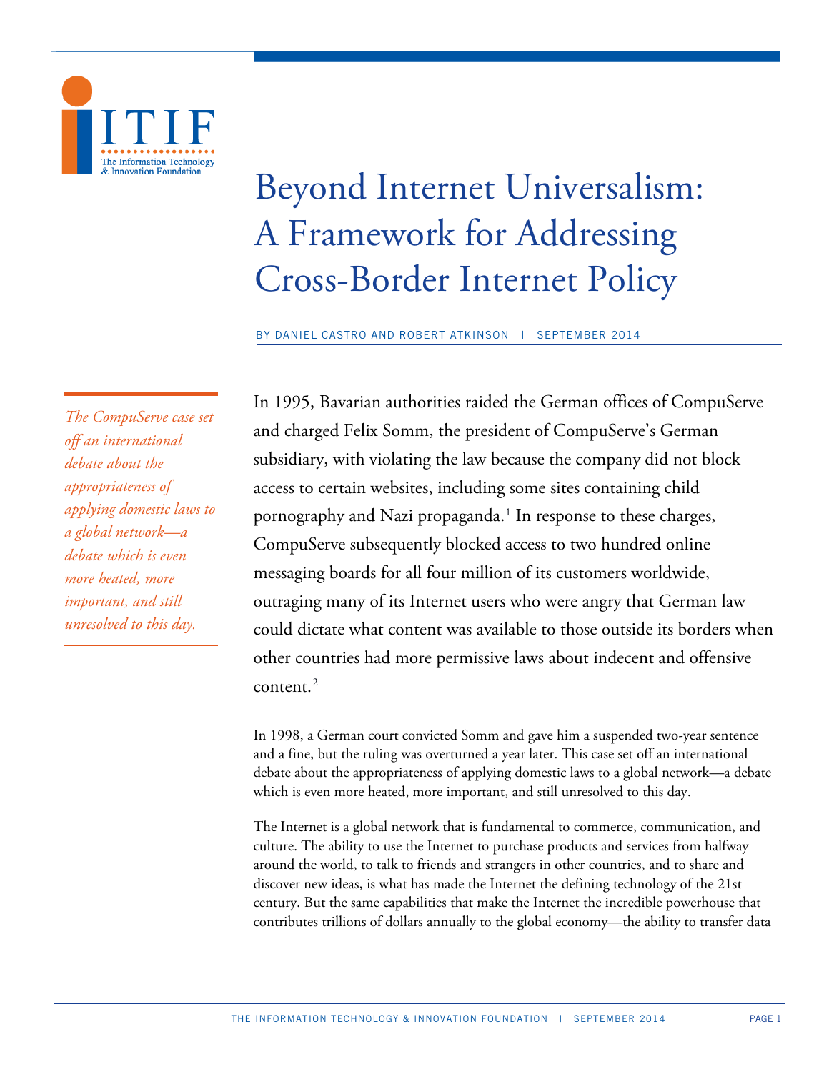ITIF The Information Technology & Innovation Foundation

# Beyond Internet Universalism: A Framework for Addressing Cross-Border Internet Policy

BY DANIEL CASTRO AND ROBERT ATKINSON | SEPTEMBER 2014

*The CompuServe case set off an international debate about the appropriateness of applying domestic laws to a global network—a debate which is even more heated, more important, and still unresolved to this day.*

In 1995, Bavarian authorities raided the German offices of CompuServe and charged Felix Somm, the president of CompuServe's German subsidiary, with violating the law because the company did not block access to certain websites, including some sites containing child pornography and Nazi propaganda.[1] In response to these charges, CompuServe subsequently blocked access to two hundred online messaging boards for all four million of its customers worldwide, outraging many of its Internet users who were angry that German law could dictate what content was available to those outside its borders when other countries had more permissive laws about indecent and offensive content.[2]

In 1998, a German court convicted Somm and gave him a suspended two-year sentence and a fine, but the ruling was overturned a year later. This case set off an international debate about the appropriateness of applying domestic laws to a global network—a debate which is even more heated, more important, and still unresolved to this day.

The Internet is a global network that is fundamental to commerce, communication, and culture. The ability to use the Internet to purchase products and services from halfway around the world, to talk to friends and strangers in other countries, and to share and discover new ideas, is what has made the Internet the defining technology of the 21st century. But the same capabilities that make the Internet the incredible powerhouse that contributes trillions of dollars annually to the global economy—the ability to transfer data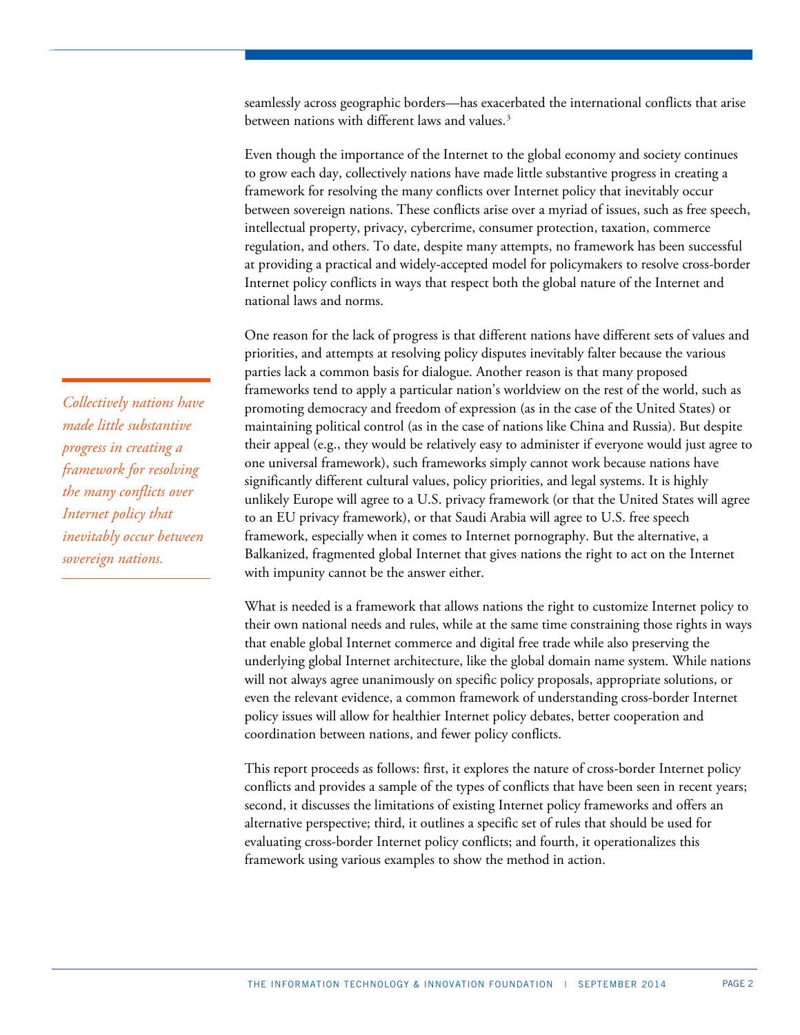seamlessly across geographic borders—has exacerbated the international conflicts that arise between nations with different laws and values.[3]

Even though the importance of the Internet to the global economy and society continues to grow each day, collectively nations have made little substantive progress in creating a framework for resolving the many conflicts over Internet policy that inevitably occur between sovereign nations. These conflicts arise over a myriad of issues, such as free speech, intellectual property, privacy, cybercrime, consumer protection, taxation, commerce regulation, and others. To date, despite many attempts, no framework has been successful at providing a practical and widely-accepted model for policymakers to resolve cross-border Internet policy conflicts in ways that respect both the global nature of the Internet and national laws and norms.

*Collectively nations have made little substantive progress in creating a framework for resolving the many conflicts over Internet policy that inevitably occur between sovereign nations.*

One reason for the lack of progress is that different nations have different sets of values and priorities, and attempts at resolving policy disputes inevitably falter because the various parties lack a common basis for dialogue. Another reason is that many proposed frameworks tend to apply a particular nation's worldview on the rest of the world, such as promoting democracy and freedom of expression (as in the case of the United States) or maintaining political control (as in the case of nations like China and Russia). But despite their appeal (e.g., they would be relatively easy to administer if everyone would just agree to one universal framework), such frameworks simply cannot work because nations have significantly different cultural values, policy priorities, and legal systems. It is highly unlikely Europe will agree to a U.S. privacy framework (or that the United States will agree to an EU privacy framework), or that Saudi Arabia will agree to U.S. free speech framework, especially when it comes to Internet pornography. But the alternative, a Balkanized, fragmented global Internet that gives nations the right to act on the Internet with impunity cannot be the answer either.

What is needed is a framework that allows nations the right to customize Internet policy to their own national needs and rules, while at the same time constraining those rights in ways that enable global Internet commerce and digital free trade while also preserving the underlying global Internet architecture, like the global domain name system. While nations will not always agree unanimously on specific policy proposals, appropriate solutions, or even the relevant evidence, a common framework of understanding cross-border Internet policy issues will allow for healthier Internet policy debates, better cooperation and coordination between nations, and fewer policy conflicts.

This report proceeds as follows: first, it explores the nature of cross-border Internet policy conflicts and provides a sample of the types of conflicts that have been seen in recent years; second, it discusses the limitations of existing Internet policy frameworks and offers an alternative perspective; third, it outlines a specific set of rules that should be used for evaluating cross-border Internet policy conflicts; and fourth, it operationalizes this framework using various examples to show the method in action.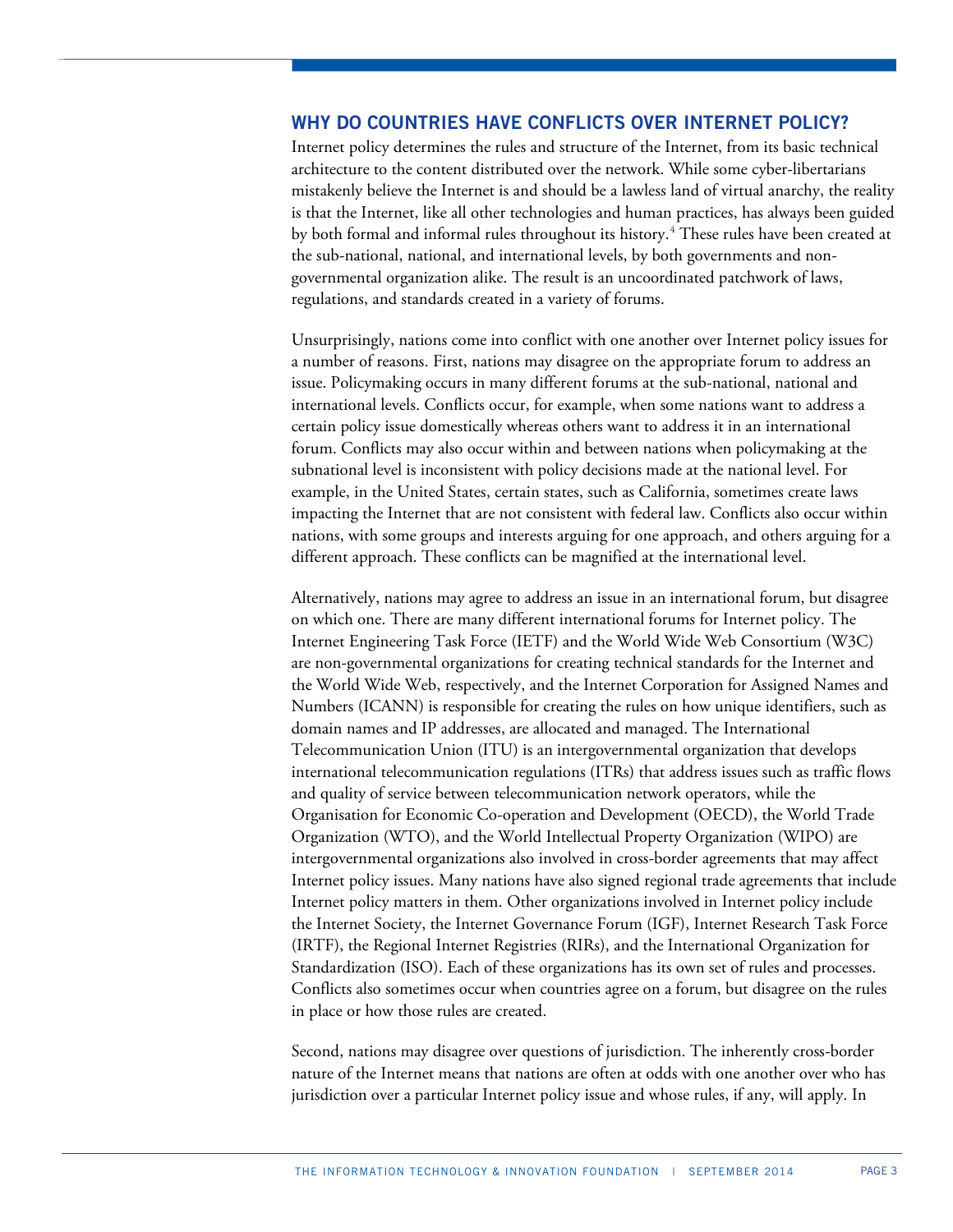## WHY DO COUNTRIES HAVE CONFLICTS OVER INTERNET POLICY?

Internet policy determines the rules and structure of the Internet, from its basic technical architecture to the content distributed over the network. While some cyber-libertarians mistakenly believe the Internet is and should be a lawless land of virtual anarchy, the reality is that the Internet, like all other technologies and human practices, has always been guided by both formal and informal rules throughout its history.[4] These rules have been created at the sub-national, national, and international levels, by both governments and non-governmental organization alike. The result is an uncoordinated patchwork of laws, regulations, and standards created in a variety of forums.

Unsurprisingly, nations come into conflict with one another over Internet policy issues for a number of reasons. First, nations may disagree on the appropriate forum to address an issue. Policymaking occurs in many different forums at the sub-national, national and international levels. Conflicts occur, for example, when some nations want to address a certain policy issue domestically whereas others want to address it in an international forum. Conflicts may also occur within and between nations when policymaking at the subnational level is inconsistent with policy decisions made at the national level. For example, in the United States, certain states, such as California, sometimes create laws impacting the Internet that are not consistent with federal law. Conflicts also occur within nations, with some groups and interests arguing for one approach, and others arguing for a different approach. These conflicts can be magnified at the international level.

Alternatively, nations may agree to address an issue in an international forum, but disagree on which one. There are many different international forums for Internet policy. The Internet Engineering Task Force (IETF) and the World Wide Web Consortium (W3C) are non-governmental organizations for creating technical standards for the Internet and the World Wide Web, respectively, and the Internet Corporation for Assigned Names and Numbers (ICANN) is responsible for creating the rules on how unique identifiers, such as domain names and IP addresses, are allocated and managed. The International Telecommunication Union (ITU) is an intergovernmental organization that develops international telecommunication regulations (ITRs) that address issues such as traffic flows and quality of service between telecommunication network operators, while the Organisation for Economic Co-operation and Development (OECD), the World Trade Organization (WTO), and the World Intellectual Property Organization (WIPO) are intergovernmental organizations also involved in cross-border agreements that may affect Internet policy issues. Many nations have also signed regional trade agreements that include Internet policy matters in them. Other organizations involved in Internet policy include the Internet Society, the Internet Governance Forum (IGF), Internet Research Task Force (IRTF), the Regional Internet Registries (RIRs), and the International Organization for Standardization (ISO). Each of these organizations has its own set of rules and processes. Conflicts also sometimes occur when countries agree on a forum, but disagree on the rules in place or how those rules are created.

Second, nations may disagree over questions of jurisdiction. The inherently cross-border nature of the Internet means that nations are often at odds with one another over who has jurisdiction over a particular Internet policy issue and whose rules, if any, will apply. In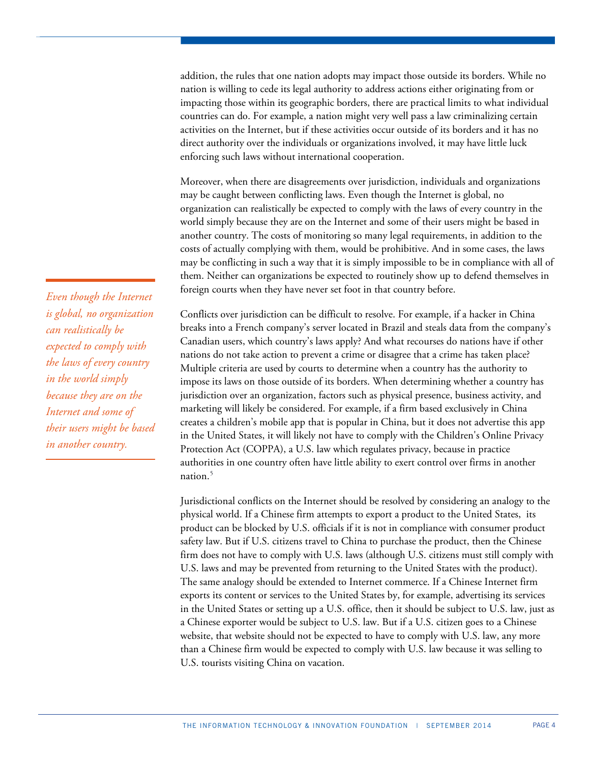addition, the rules that one nation adopts may impact those outside its borders. While no nation is willing to cede its legal authority to address actions either originating from or impacting those within its geographic borders, there are practical limits to what individual countries can do. For example, a nation might very well pass a law criminalizing certain activities on the Internet, but if these activities occur outside of its borders and it has no direct authority over the individuals or organizations involved, it may have little luck enforcing such laws without international cooperation.

Moreover, when there are disagreements over jurisdiction, individuals and organizations may be caught between conflicting laws. Even though the Internet is global, no organization can realistically be expected to comply with the laws of every country in the world simply because they are on the Internet and some of their users might be based in another country. The costs of monitoring so many legal requirements, in addition to the costs of actually complying with them, would be prohibitive. And in some cases, the laws may be conflicting in such a way that it is simply impossible to be in compliance with all of them. Neither can organizations be expected to routinely show up to defend themselves in foreign courts when they have never set foot in that country before.

*Even though the Internet is global, no organization can realistically be expected to comply with the laws of every country in the world simply because they are on the Internet and some of their users might be based in another country.*

Conflicts over jurisdiction can be difficult to resolve. For example, if a hacker in China breaks into a French company's server located in Brazil and steals data from the company's Canadian users, which country's laws apply? And what recourses do nations have if other nations do not take action to prevent a crime or disagree that a crime has taken place? Multiple criteria are used by courts to determine when a country has the authority to impose its laws on those outside of its borders. When determining whether a country has jurisdiction over an organization, factors such as physical presence, business activity, and marketing will likely be considered. For example, if a firm based exclusively in China creates a children's mobile app that is popular in China, but it does not advertise this app in the United States, it will likely not have to comply with the Children's Online Privacy Protection Act (COPPA), a U.S. law which regulates privacy, because in practice authorities in one country often have little ability to exert control over firms in another nation.[5]

Jurisdictional conflicts on the Internet should be resolved by considering an analogy to the physical world. If a Chinese firm attempts to export a product to the United States, its product can be blocked by U.S. officials if it is not in compliance with consumer product safety law. But if U.S. citizens travel to China to purchase the product, then the Chinese firm does not have to comply with U.S. laws (although U.S. citizens must still comply with U.S. laws and may be prevented from returning to the United States with the product). The same analogy should be extended to Internet commerce. If a Chinese Internet firm exports its content or services to the United States by, for example, advertising its services in the United States or setting up a U.S. office, then it should be subject to U.S. law, just as a Chinese exporter would be subject to U.S. law. But if a U.S. citizen goes to a Chinese website, that website should not be expected to have to comply with U.S. law, any more than a Chinese firm would be expected to comply with U.S. law because it was selling to U.S. tourists visiting China on vacation.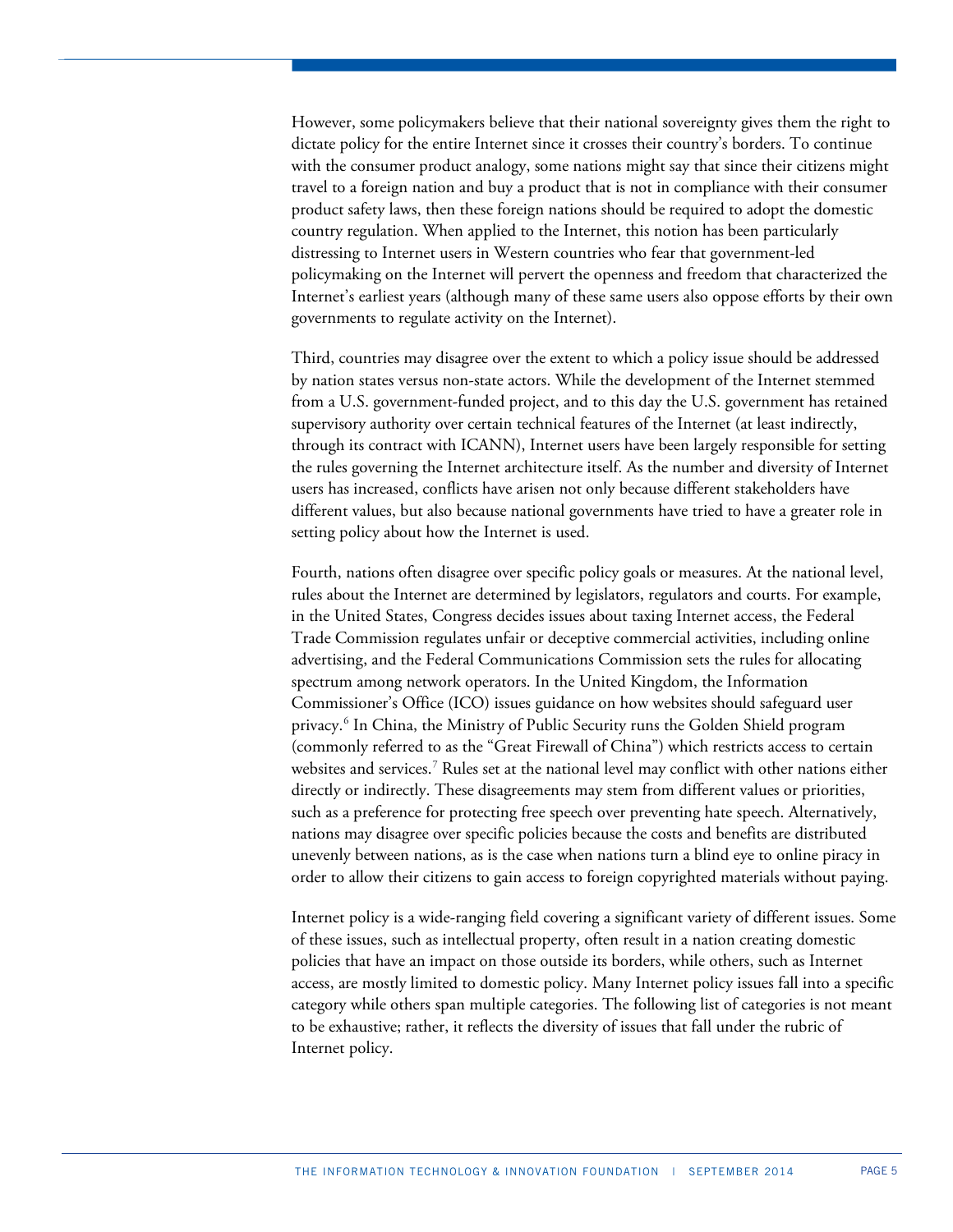However, some policymakers believe that their national sovereignty gives them the right to dictate policy for the entire Internet since it crosses their country's borders. To continue with the consumer product analogy, some nations might say that since their citizens might travel to a foreign nation and buy a product that is not in compliance with their consumer product safety laws, then these foreign nations should be required to adopt the domestic country regulation. When applied to the Internet, this notion has been particularly distressing to Internet users in Western countries who fear that government-led policymaking on the Internet will pervert the openness and freedom that characterized the Internet's earliest years (although many of these same users also oppose efforts by their own governments to regulate activity on the Internet).

Third, countries may disagree over the extent to which a policy issue should be addressed by nation states versus non-state actors. While the development of the Internet stemmed from a U.S. government-funded project, and to this day the U.S. government has retained supervisory authority over certain technical features of the Internet (at least indirectly, through its contract with ICANN), Internet users have been largely responsible for setting the rules governing the Internet architecture itself. As the number and diversity of Internet users has increased, conflicts have arisen not only because different stakeholders have different values, but also because national governments have tried to have a greater role in setting policy about how the Internet is used.

Fourth, nations often disagree over specific policy goals or measures. At the national level, rules about the Internet are determined by legislators, regulators and courts. For example, in the United States, Congress decides issues about taxing Internet access, the Federal Trade Commission regulates unfair or deceptive commercial activities, including online advertising, and the Federal Communications Commission sets the rules for allocating spectrum among network operators. In the United Kingdom, the Information Commissioner's Office (ICO) issues guidance on how websites should safeguard user privacy.[6] In China, the Ministry of Public Security runs the Golden Shield program (commonly referred to as the "Great Firewall of China") which restricts access to certain websites and services.[7] Rules set at the national level may conflict with other nations either directly or indirectly. These disagreements may stem from different values or priorities, such as a preference for protecting free speech over preventing hate speech. Alternatively, nations may disagree over specific policies because the costs and benefits are distributed unevenly between nations, as is the case when nations turn a blind eye to online piracy in order to allow their citizens to gain access to foreign copyrighted materials without paying.

Internet policy is a wide-ranging field covering a significant variety of different issues. Some of these issues, such as intellectual property, often result in a nation creating domestic policies that have an impact on those outside its borders, while others, such as Internet access, are mostly limited to domestic policy. Many Internet policy issues fall into a specific category while others span multiple categories. The following list of categories is not meant to be exhaustive; rather, it reflects the diversity of issues that fall under the rubric of Internet policy.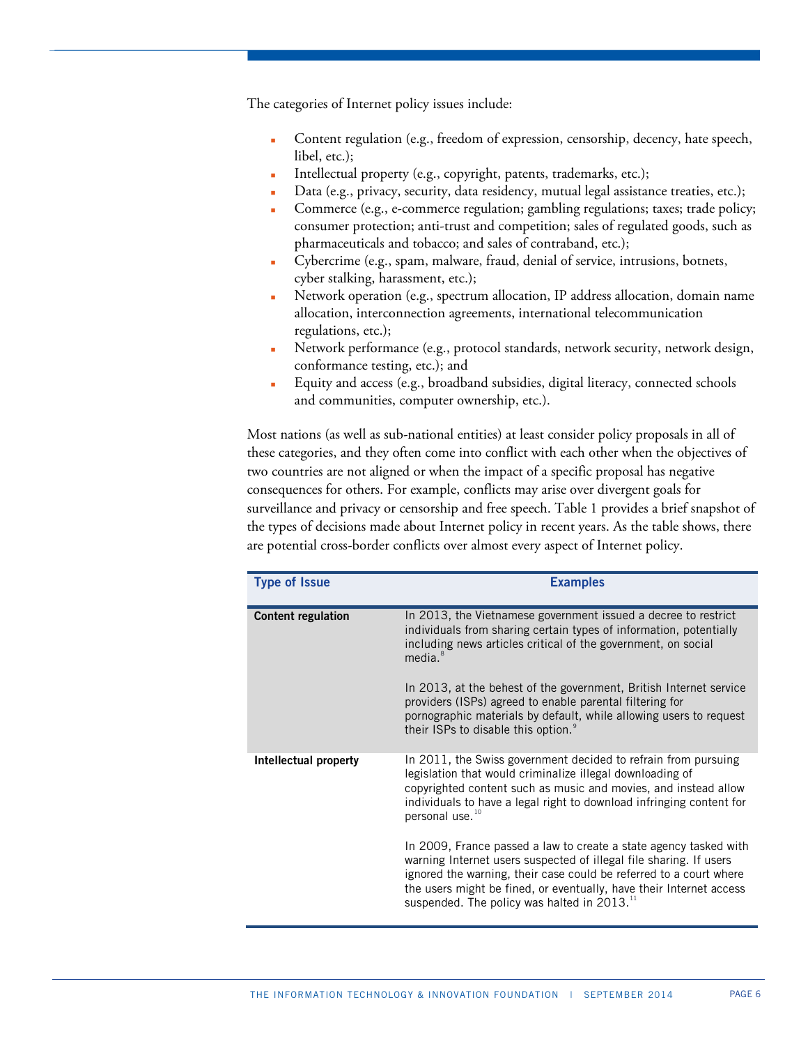The categories of Internet policy issues include:

- Content regulation (e.g., freedom of expression, censorship, decency, hate speech, libel, etc.);
- Intellectual property (e.g., copyright, patents, trademarks, etc.);
- Data (e.g., privacy, security, data residency, mutual legal assistance treaties, etc.);
- Commerce (e.g., e-commerce regulation; gambling regulations; taxes; trade policy; consumer protection; anti-trust and competition; sales of regulated goods, such as pharmaceuticals and tobacco; and sales of contraband, etc.);
- Cybercrime (e.g., spam, malware, fraud, denial of service, intrusions, botnets, cyber stalking, harassment, etc.);
- Network operation (e.g., spectrum allocation, IP address allocation, domain name allocation, interconnection agreements, international telecommunication regulations, etc.);
- Network performance (e.g., protocol standards, network security, network design, conformance testing, etc.); and
- Equity and access (e.g., broadband subsidies, digital literacy, connected schools and communities, computer ownership, etc.).

Most nations (as well as sub-national entities) at least consider policy proposals in all of these categories, and they often come into conflict with each other when the objectives of two countries are not aligned or when the impact of a specific proposal has negative consequences for others. For example, conflicts may arise over divergent goals for surveillance and privacy or censorship and free speech. Table 1 provides a brief snapshot of the types of decisions made about Internet policy in recent years. As the table shows, there are potential cross-border conflicts over almost every aspect of Internet policy.

| Type of Issue | Examples |
|---|---|
| **Content regulation** | In 2013, the Vietnamese government issued a decree to restrict individuals from sharing certain types of information, potentially including news articles critical of the government, on social media.[8]<br><br>In 2013, at the behest of the government, British Internet service providers (ISPs) agreed to enable parental filtering for pornographic materials by default, while allowing users to request their ISPs to disable this option.[9] |
| **Intellectual property** | In 2011, the Swiss government decided to refrain from pursuing legislation that would criminalize illegal downloading of copyrighted content such as music and movies, and instead allow individuals to have a legal right to download infringing content for personal use.[10]<br><br>In 2009, France passed a law to create a state agency tasked with warning Internet users suspected of illegal file sharing. If users ignored the warning, their case could be referred to a court where the users might be fined, or eventually, have their Internet access suspended. The policy was halted in 2013.[11] |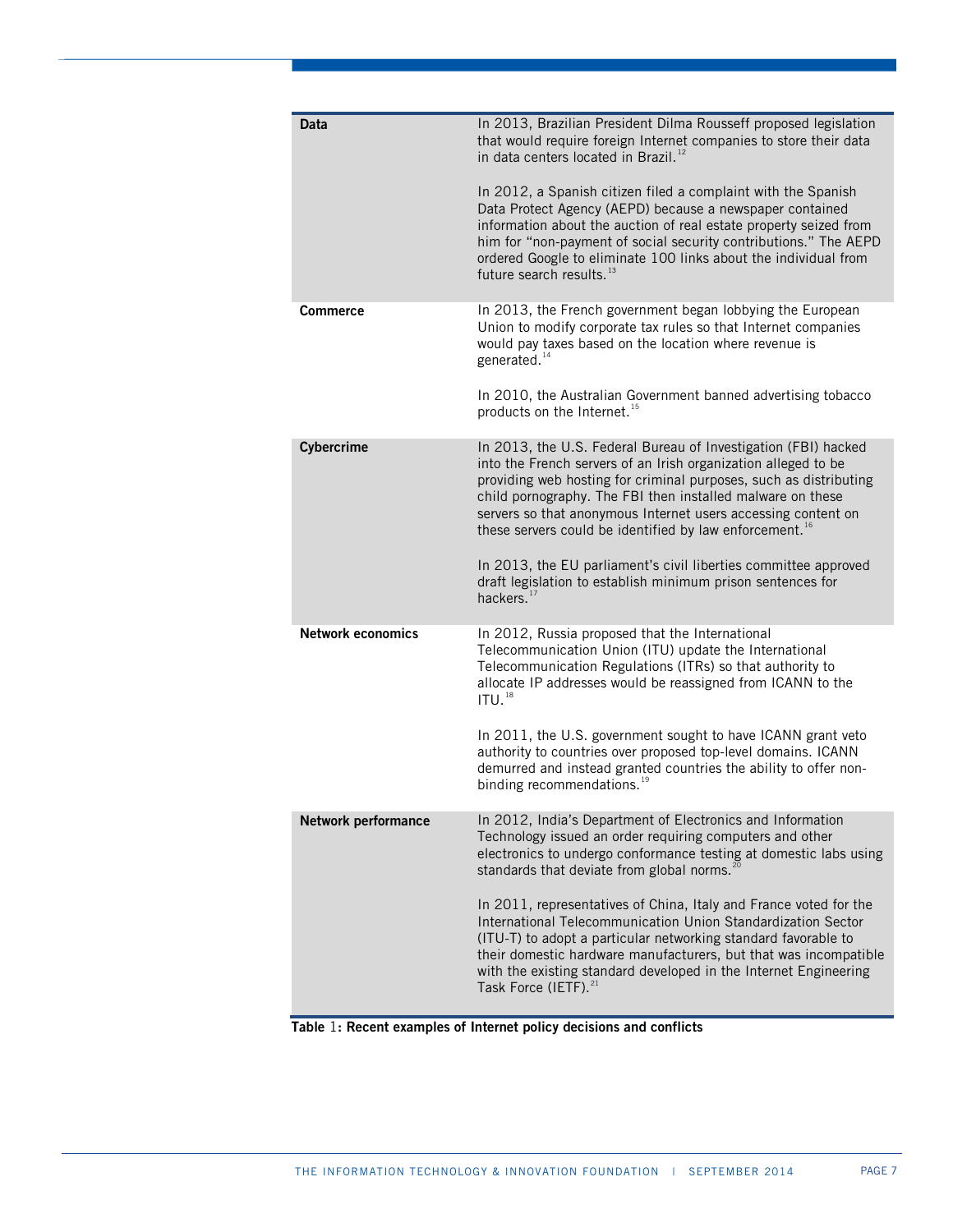| | |
|---|---|
| **Data** | In 2013, Brazilian President Dilma Rousseff proposed legislation that would require foreign Internet companies to store their data in data centers located in Brazil.[12]<br><br>In 2012, a Spanish citizen filed a complaint with the Spanish Data Protect Agency (AEPD) because a newspaper contained information about the auction of real estate property seized from him for "non-payment of social security contributions." The AEPD ordered Google to eliminate 100 links about the individual from future search results.[13] |
| **Commerce** | In 2013, the French government began lobbying the European Union to modify corporate tax rules so that Internet companies would pay taxes based on the location where revenue is generated.[14]<br><br>In 2010, the Australian Government banned advertising tobacco products on the Internet.[15] |
| **Cybercrime** | In 2013, the U.S. Federal Bureau of Investigation (FBI) hacked into the French servers of an Irish organization alleged to be providing web hosting for criminal purposes, such as distributing child pornography. The FBI then installed malware on these servers so that anonymous Internet users accessing content on these servers could be identified by law enforcement.[16]<br><br>In 2013, the EU parliament's civil liberties committee approved draft legislation to establish minimum prison sentences for hackers.[17] |
| **Network economics** | In 2012, Russia proposed that the International Telecommunication Union (ITU) update the International Telecommunication Regulations (ITRs) so that authority to allocate IP addresses would be reassigned from ICANN to the ITU.[18]<br><br>In 2011, the U.S. government sought to have ICANN grant veto authority to countries over proposed top-level domains. ICANN demurred and instead granted countries the ability to offer non-binding recommendations.[19] |
| **Network performance** | In 2012, India's Department of Electronics and Information Technology issued an order requiring computers and other electronics to undergo conformance testing at domestic labs using standards that deviate from global norms.[20]<br><br>In 2011, representatives of China, Italy and France voted for the International Telecommunication Union Standardization Sector (ITU-T) to adopt a particular networking standard favorable to their domestic hardware manufacturers, but that was incompatible with the existing standard developed in the Internet Engineering Task Force (IETF).[21] |

**Table 1: Recent examples of Internet policy decisions and conflicts**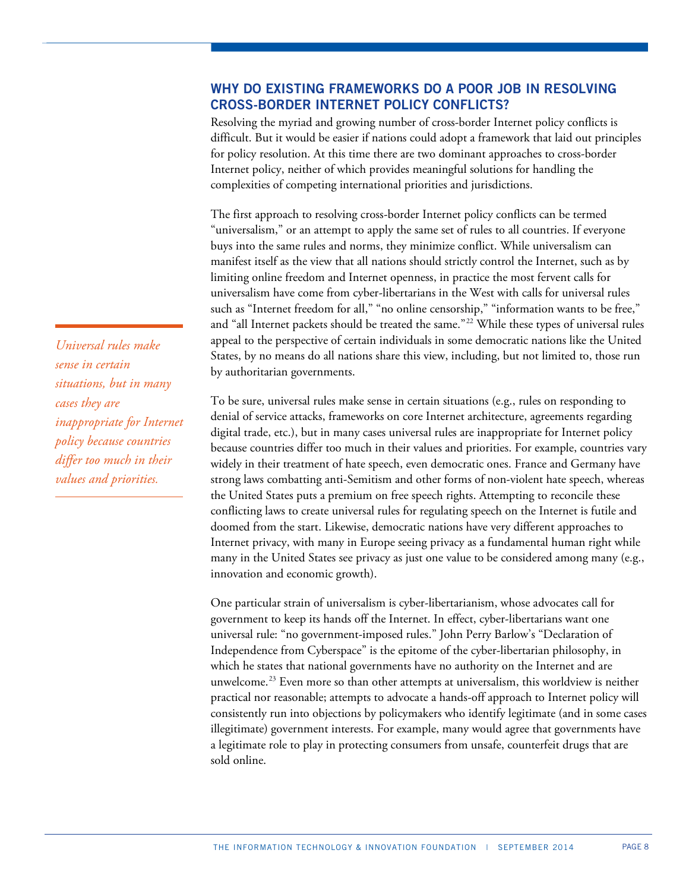## WHY DO EXISTING FRAMEWORKS DO A POOR JOB IN RESOLVING CROSS-BORDER INTERNET POLICY CONFLICTS?

Resolving the myriad and growing number of cross-border Internet policy conflicts is difficult. But it would be easier if nations could adopt a framework that laid out principles for policy resolution. At this time there are two dominant approaches to cross-border Internet policy, neither of which provides meaningful solutions for handling the complexities of competing international priorities and jurisdictions.

The first approach to resolving cross-border Internet policy conflicts can be termed "universalism," or an attempt to apply the same set of rules to all countries. If everyone buys into the same rules and norms, they minimize conflict. While universalism can manifest itself as the view that all nations should strictly control the Internet, such as by limiting online freedom and Internet openness, in practice the most fervent calls for universalism have come from cyber-libertarians in the West with calls for universal rules such as "Internet freedom for all," "no online censorship," "information wants to be free," and "all Internet packets should be treated the same."[22] While these types of universal rules appeal to the perspective of certain individuals in some democratic nations like the United States, by no means do all nations share this view, including, but not limited to, those run by authoritarian governments.

*Universal rules make sense in certain situations, but in many cases they are inappropriate for Internet policy because countries differ too much in their values and priorities.*

To be sure, universal rules make sense in certain situations (e.g., rules on responding to denial of service attacks, frameworks on core Internet architecture, agreements regarding digital trade, etc.), but in many cases universal rules are inappropriate for Internet policy because countries differ too much in their values and priorities. For example, countries vary widely in their treatment of hate speech, even democratic ones. France and Germany have strong laws combatting anti-Semitism and other forms of non-violent hate speech, whereas the United States puts a premium on free speech rights. Attempting to reconcile these conflicting laws to create universal rules for regulating speech on the Internet is futile and doomed from the start. Likewise, democratic nations have very different approaches to Internet privacy, with many in Europe seeing privacy as a fundamental human right while many in the United States see privacy as just one value to be considered among many (e.g., innovation and economic growth).

One particular strain of universalism is cyber-libertarianism, whose advocates call for government to keep its hands off the Internet. In effect, cyber-libertarians want one universal rule: "no government-imposed rules." John Perry Barlow's "Declaration of Independence from Cyberspace" is the epitome of the cyber-libertarian philosophy, in which he states that national governments have no authority on the Internet and are unwelcome.[23] Even more so than other attempts at universalism, this worldview is neither practical nor reasonable; attempts to advocate a hands-off approach to Internet policy will consistently run into objections by policymakers who identify legitimate (and in some cases illegitimate) government interests. For example, many would agree that governments have a legitimate role to play in protecting consumers from unsafe, counterfeit drugs that are sold online.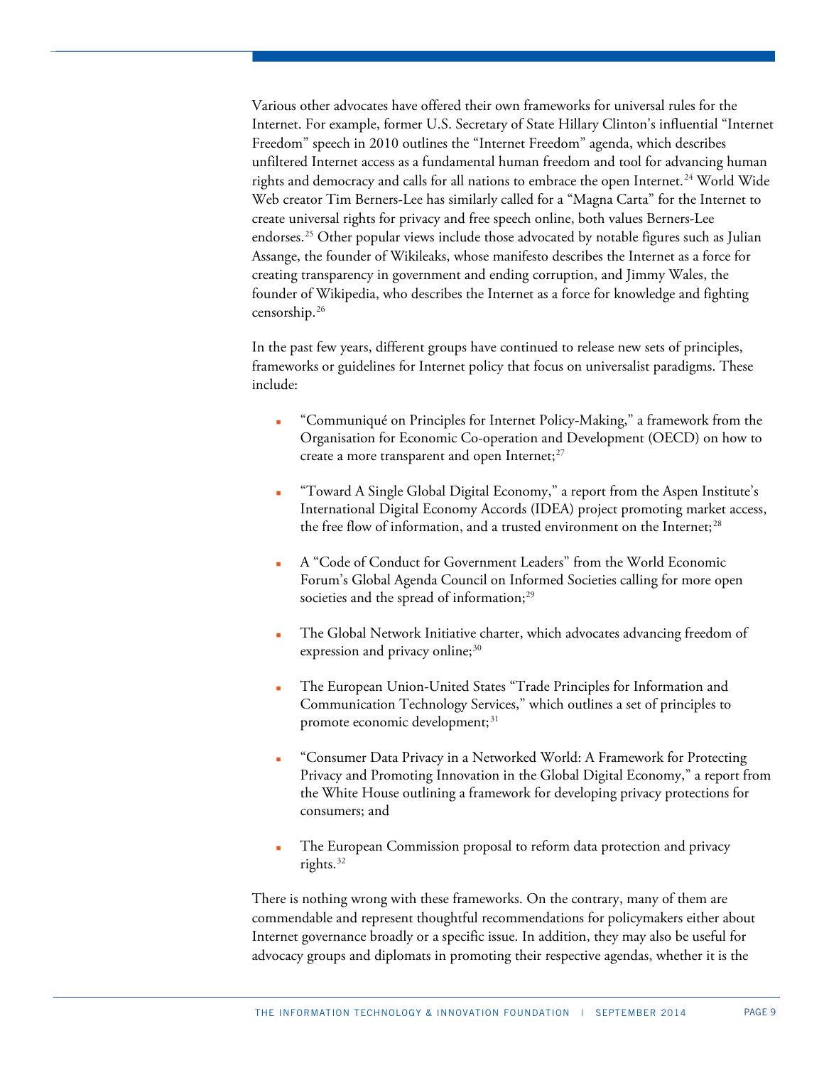Various other advocates have offered their own frameworks for universal rules for the Internet. For example, former U.S. Secretary of State Hillary Clinton's influential "Internet Freedom" speech in 2010 outlines the "Internet Freedom" agenda, which describes unfiltered Internet access as a fundamental human freedom and tool for advancing human rights and democracy and calls for all nations to embrace the open Internet.[24] World Wide Web creator Tim Berners-Lee has similarly called for a "Magna Carta" for the Internet to create universal rights for privacy and free speech online, both values Berners-Lee endorses.[25] Other popular views include those advocated by notable figures such as Julian Assange, the founder of Wikileaks, whose manifesto describes the Internet as a force for creating transparency in government and ending corruption, and Jimmy Wales, the founder of Wikipedia, who describes the Internet as a force for knowledge and fighting censorship.[26]

In the past few years, different groups have continued to release new sets of principles, frameworks or guidelines for Internet policy that focus on universalist paradigms. These include:

- "Communiqué on Principles for Internet Policy-Making," a framework from the Organisation for Economic Co-operation and Development (OECD) on how to create a more transparent and open Internet;[27]
- "Toward A Single Global Digital Economy," a report from the Aspen Institute's International Digital Economy Accords (IDEA) project promoting market access, the free flow of information, and a trusted environment on the Internet;[28]
- A "Code of Conduct for Government Leaders" from the World Economic Forum's Global Agenda Council on Informed Societies calling for more open societies and the spread of information;[29]
- The Global Network Initiative charter, which advocates advancing freedom of expression and privacy online;[30]
- The European Union-United States "Trade Principles for Information and Communication Technology Services," which outlines a set of principles to promote economic development;[31]
- "Consumer Data Privacy in a Networked World: A Framework for Protecting Privacy and Promoting Innovation in the Global Digital Economy," a report from the White House outlining a framework for developing privacy protections for consumers; and
- The European Commission proposal to reform data protection and privacy rights.[32]

There is nothing wrong with these frameworks. On the contrary, many of them are commendable and represent thoughtful recommendations for policymakers either about Internet governance broadly or a specific issue. In addition, they may also be useful for advocacy groups and diplomats in promoting their respective agendas, whether it is the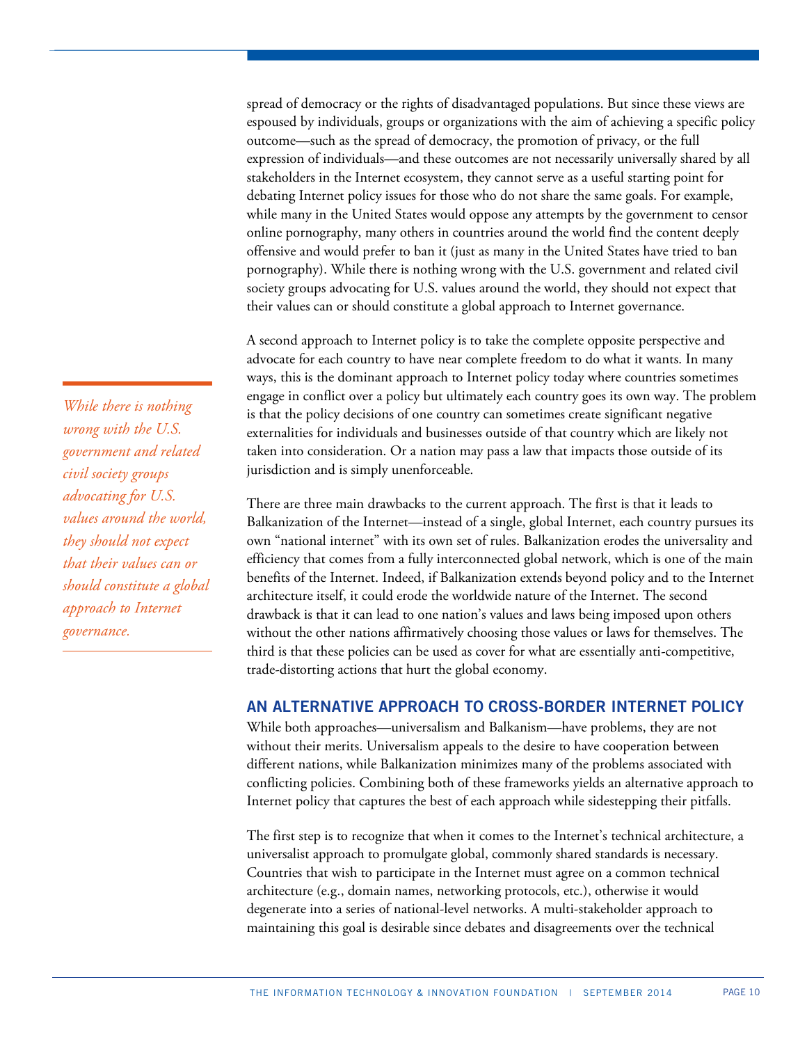spread of democracy or the rights of disadvantaged populations. But since these views are espoused by individuals, groups or organizations with the aim of achieving a specific policy outcome—such as the spread of democracy, the promotion of privacy, or the full expression of individuals—and these outcomes are not necessarily universally shared by all stakeholders in the Internet ecosystem, they cannot serve as a useful starting point for debating Internet policy issues for those who do not share the same goals. For example, while many in the United States would oppose any attempts by the government to censor online pornography, many others in countries around the world find the content deeply offensive and would prefer to ban it (just as many in the United States have tried to ban pornography). While there is nothing wrong with the U.S. government and related civil society groups advocating for U.S. values around the world, they should not expect that their values can or should constitute a global approach to Internet governance.

A second approach to Internet policy is to take the complete opposite perspective and advocate for each country to have near complete freedom to do what it wants. In many ways, this is the dominant approach to Internet policy today where countries sometimes engage in conflict over a policy but ultimately each country goes its own way. The problem is that the policy decisions of one country can sometimes create significant negative externalities for individuals and businesses outside of that country which are likely not taken into consideration. Or a nation may pass a law that impacts those outside of its jurisdiction and is simply unenforceable.

*While there is nothing wrong with the U.S. government and related civil society groups advocating for U.S. values around the world, they should not expect that their values can or should constitute a global approach to Internet governance.*

There are three main drawbacks to the current approach. The first is that it leads to Balkanization of the Internet—instead of a single, global Internet, each country pursues its own "national internet" with its own set of rules. Balkanization erodes the universality and efficiency that comes from a fully interconnected global network, which is one of the main benefits of the Internet. Indeed, if Balkanization extends beyond policy and to the Internet architecture itself, it could erode the worldwide nature of the Internet. The second drawback is that it can lead to one nation's values and laws being imposed upon others without the other nations affirmatively choosing those values or laws for themselves. The third is that these policies can be used as cover for what are essentially anti-competitive, trade-distorting actions that hurt the global economy.

## AN ALTERNATIVE APPROACH TO CROSS-BORDER INTERNET POLICY

While both approaches—universalism and Balkanism—have problems, they are not without their merits. Universalism appeals to the desire to have cooperation between different nations, while Balkanization minimizes many of the problems associated with conflicting policies. Combining both of these frameworks yields an alternative approach to Internet policy that captures the best of each approach while sidestepping their pitfalls.

The first step is to recognize that when it comes to the Internet's technical architecture, a universalist approach to promulgate global, commonly shared standards is necessary. Countries that wish to participate in the Internet must agree on a common technical architecture (e.g., domain names, networking protocols, etc.), otherwise it would degenerate into a series of national-level networks. A multi-stakeholder approach to maintaining this goal is desirable since debates and disagreements over the technical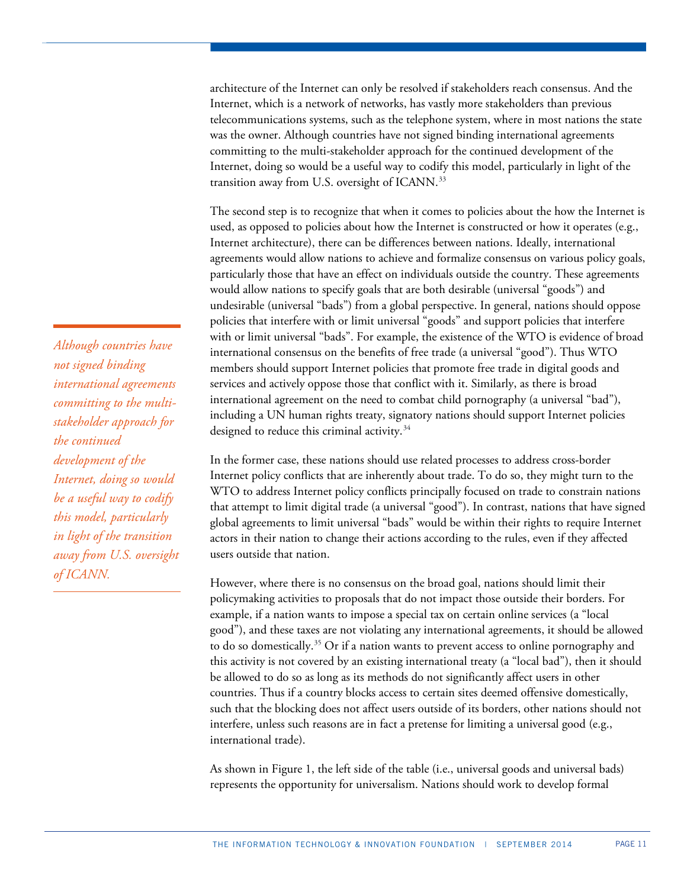architecture of the Internet can only be resolved if stakeholders reach consensus. And the Internet, which is a network of networks, has vastly more stakeholders than previous telecommunications systems, such as the telephone system, where in most nations the state was the owner. Although countries have not signed binding international agreements committing to the multi-stakeholder approach for the continued development of the Internet, doing so would be a useful way to codify this model, particularly in light of the transition away from U.S. oversight of ICANN.[33]

*Although countries have not signed binding international agreements committing to the multi-stakeholder approach for the continued development of the Internet, doing so would be a useful way to codify this model, particularly in light of the transition away from U.S. oversight of ICANN.*

The second step is to recognize that when it comes to policies about the how the Internet is used, as opposed to policies about how the Internet is constructed or how it operates (e.g., Internet architecture), there can be differences between nations. Ideally, international agreements would allow nations to achieve and formalize consensus on various policy goals, particularly those that have an effect on individuals outside the country. These agreements would allow nations to specify goals that are both desirable (universal "goods") and undesirable (universal "bads") from a global perspective. In general, nations should oppose policies that interfere with or limit universal "goods" and support policies that interfere with or limit universal "bads". For example, the existence of the WTO is evidence of broad international consensus on the benefits of free trade (a universal "good"). Thus WTO members should support Internet policies that promote free trade in digital goods and services and actively oppose those that conflict with it. Similarly, as there is broad international agreement on the need to combat child pornography (a universal "bad"), including a UN human rights treaty, signatory nations should support Internet policies designed to reduce this criminal activity.[34]

In the former case, these nations should use related processes to address cross-border Internet policy conflicts that are inherently about trade. To do so, they might turn to the WTO to address Internet policy conflicts principally focused on trade to constrain nations that attempt to limit digital trade (a universal "good"). In contrast, nations that have signed global agreements to limit universal "bads" would be within their rights to require Internet actors in their nation to change their actions according to the rules, even if they affected users outside that nation.

However, where there is no consensus on the broad goal, nations should limit their policymaking activities to proposals that do not impact those outside their borders. For example, if a nation wants to impose a special tax on certain online services (a "local good"), and these taxes are not violating any international agreements, it should be allowed to do so domestically.[35] Or if a nation wants to prevent access to online pornography and this activity is not covered by an existing international treaty (a "local bad"), then it should be allowed to do so as long as its methods do not significantly affect users in other countries. Thus if a country blocks access to certain sites deemed offensive domestically, such that the blocking does not affect users outside of its borders, other nations should not interfere, unless such reasons are in fact a pretense for limiting a universal good (e.g., international trade).

As shown in Figure 1, the left side of the table (i.e., universal goods and universal bads) represents the opportunity for universalism. Nations should work to develop formal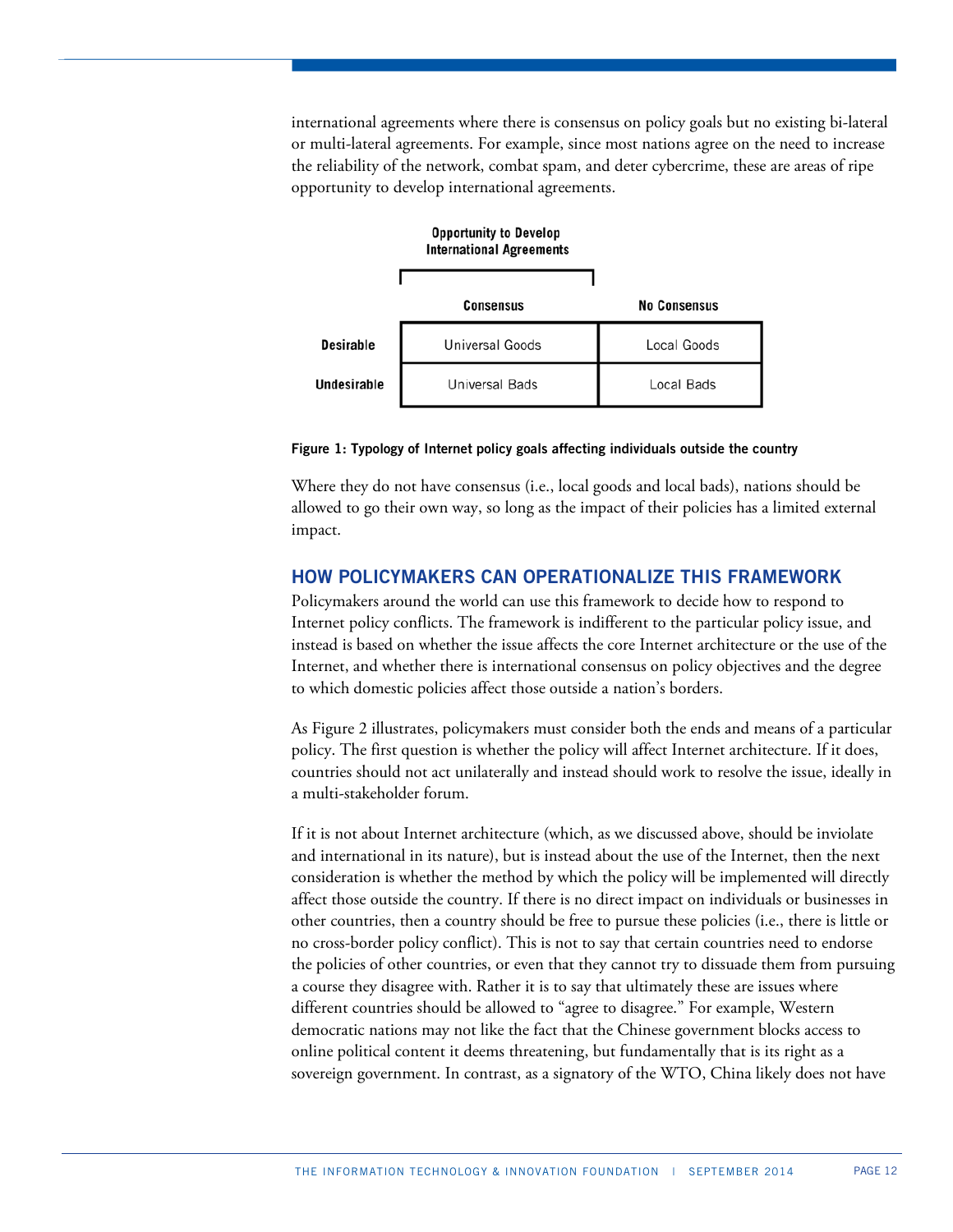international agreements where there is consensus on policy goals but no existing bi-lateral or multi-lateral agreements. For example, since most nations agree on the need to increase the reliability of the network, combat spam, and deter cybercrime, these are areas of ripe opportunity to develop international agreements.

Opportunity to Develop International Agreements

| | Consensus | No Consensus |
|---|---|---|
| **Desirable** | Universal Goods | Local Goods |
| **Undesirable** | Universal Bads | Local Bads |

**Figure 1: Typology of Internet policy goals affecting individuals outside the country**

Where they do not have consensus (i.e., local goods and local bads), nations should be allowed to go their own way, so long as the impact of their policies has a limited external impact.

## HOW POLICYMAKERS CAN OPERATIONALIZE THIS FRAMEWORK

Policymakers around the world can use this framework to decide how to respond to Internet policy conflicts. The framework is indifferent to the particular policy issue, and instead is based on whether the issue affects the core Internet architecture or the use of the Internet, and whether there is international consensus on policy objectives and the degree to which domestic policies affect those outside a nation's borders.

As Figure 2 illustrates, policymakers must consider both the ends and means of a particular policy. The first question is whether the policy will affect Internet architecture. If it does, countries should not act unilaterally and instead should work to resolve the issue, ideally in a multi-stakeholder forum.

If it is not about Internet architecture (which, as we discussed above, should be inviolate and international in its nature), but is instead about the use of the Internet, then the next consideration is whether the method by which the policy will be implemented will directly affect those outside the country. If there is no direct impact on individuals or businesses in other countries, then a country should be free to pursue these policies (i.e., there is little or no cross-border policy conflict). This is not to say that certain countries need to endorse the policies of other countries, or even that they cannot try to dissuade them from pursuing a course they disagree with. Rather it is to say that ultimately these are issues where different countries should be allowed to "agree to disagree." For example, Western democratic nations may not like the fact that the Chinese government blocks access to online political content it deems threatening, but fundamentally that is its right as a sovereign government. In contrast, as a signatory of the WTO, China likely does not have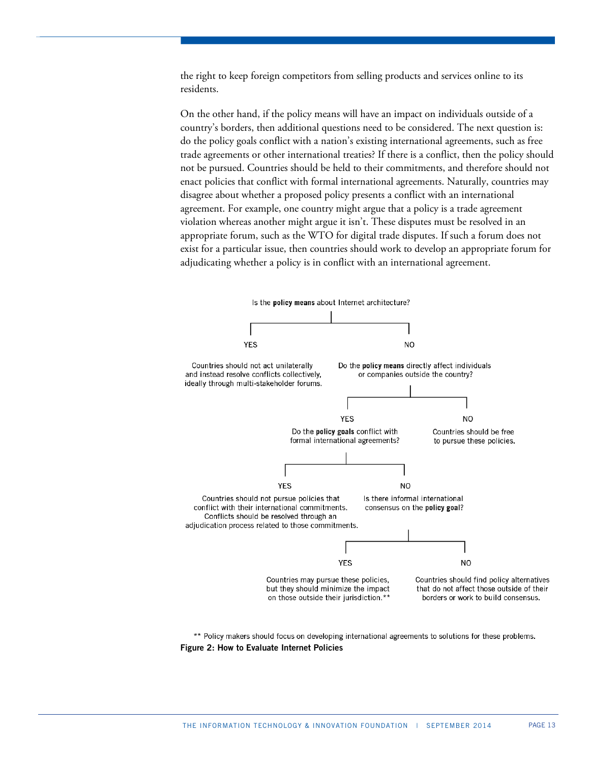the right to keep foreign competitors from selling products and services online to its residents.

On the other hand, if the policy means will have an impact on individuals outside of a country's borders, then additional questions need to be considered. The next question is: do the policy goals conflict with a nation's existing international agreements, such as free trade agreements or other international treaties? If there is a conflict, then the policy should not be pursued. Countries should be held to their commitments, and therefore should not enact policies that conflict with formal international agreements. Naturally, countries may disagree about whether a proposed policy presents a conflict with an international agreement. For example, one country might argue that a policy is a trade agreement violation whereas another might argue it isn't. These disputes must be resolved in an appropriate forum, such as the WTO for digital trade disputes. If such a forum does not exist for a particular issue, then countries should work to develop an appropriate forum for adjudicating whether a policy is in conflict with an international agreement.

Is the **policy means** about Internet architecture?

- **YES**: Countries should not act unilaterally and instead resolve conflicts collectively, ideally through multi-stakeholder forums.
- **NO**: Do the **policy means** directly affect individuals or companies outside the country?
  - **YES**: Do the **policy goals** conflict with formal international agreements?
    - **YES**: Countries should not pursue policies that conflict with their international commitments. Conflicts should be resolved through an adjudication process related to those commitments.
    - **NO**: Is there informal international consensus on the **policy goal**?
      - **YES**: Countries may pursue these policies, but they should minimize the impact on those outside their jurisdiction.**
      - **NO**: Countries should find policy alternatives that do not affect those outside of their borders or work to build consensus.
  - **NO**: Countries should be free to pursue these policies.

** Policy makers should focus on developing international agreements to solutions for these problems.

**Figure 2: How to Evaluate Internet Policies**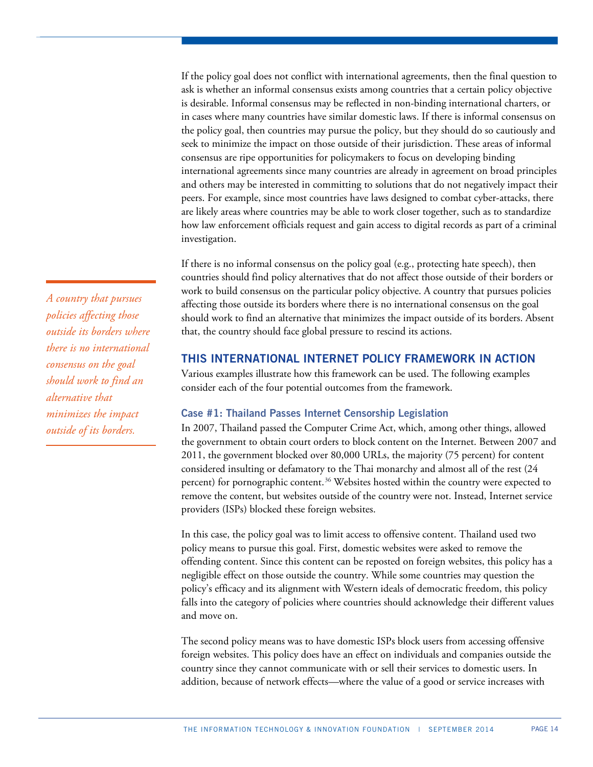If the policy goal does not conflict with international agreements, then the final question to ask is whether an informal consensus exists among countries that a certain policy objective is desirable. Informal consensus may be reflected in non-binding international charters, or in cases where many countries have similar domestic laws. If there is informal consensus on the policy goal, then countries may pursue the policy, but they should do so cautiously and seek to minimize the impact on those outside of their jurisdiction. These areas of informal consensus are ripe opportunities for policymakers to focus on developing binding international agreements since many countries are already in agreement on broad principles and others may be interested in committing to solutions that do not negatively impact their peers. For example, since most countries have laws designed to combat cyber-attacks, there are likely areas where countries may be able to work closer together, such as to standardize how law enforcement officials request and gain access to digital records as part of a criminal investigation.

If there is no informal consensus on the policy goal (e.g., protecting hate speech), then countries should find policy alternatives that do not affect those outside of their borders or work to build consensus on the particular policy objective. A country that pursues policies affecting those outside its borders where there is no international consensus on the goal should work to find an alternative that minimizes the impact outside of its borders. Absent that, the country should face global pressure to rescind its actions.

*A country that pursues policies affecting those outside its borders where there is no international consensus on the goal should work to find an alternative that minimizes the impact outside of its borders.*

## THIS INTERNATIONAL INTERNET POLICY FRAMEWORK IN ACTION

Various examples illustrate how this framework can be used. The following examples consider each of the four potential outcomes from the framework.

### Case #1: Thailand Passes Internet Censorship Legislation

In 2007, Thailand passed the Computer Crime Act, which, among other things, allowed the government to obtain court orders to block content on the Internet. Between 2007 and 2011, the government blocked over 80,000 URLs, the majority (75 percent) for content considered insulting or defamatory to the Thai monarchy and almost all of the rest (24 percent) for pornographic content.[36] Websites hosted within the country were expected to remove the content, but websites outside of the country were not. Instead, Internet service providers (ISPs) blocked these foreign websites.

In this case, the policy goal was to limit access to offensive content. Thailand used two policy means to pursue this goal. First, domestic websites were asked to remove the offending content. Since this content can be reposted on foreign websites, this policy has a negligible effect on those outside the country. While some countries may question the policy's efficacy and its alignment with Western ideals of democratic freedom, this policy falls into the category of policies where countries should acknowledge their different values and move on.

The second policy means was to have domestic ISPs block users from accessing offensive foreign websites. This policy does have an effect on individuals and companies outside the country since they cannot communicate with or sell their services to domestic users. In addition, because of network effects—where the value of a good or service increases with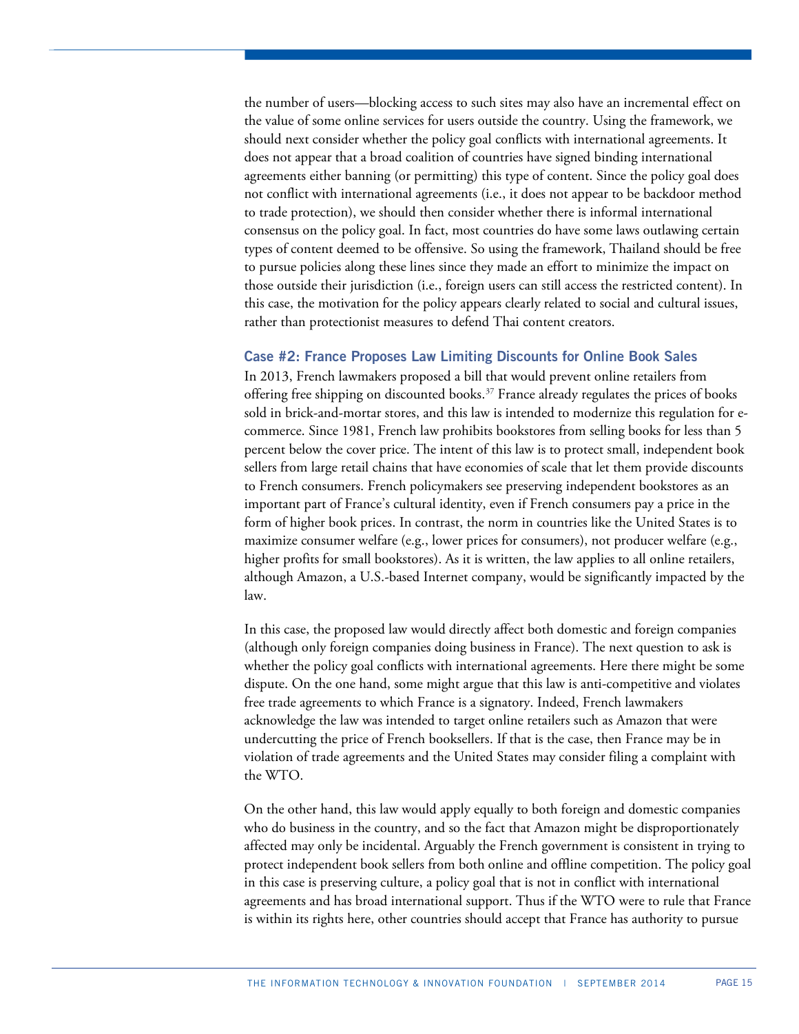the number of users—blocking access to such sites may also have an incremental effect on the value of some online services for users outside the country. Using the framework, we should next consider whether the policy goal conflicts with international agreements. It does not appear that a broad coalition of countries have signed binding international agreements either banning (or permitting) this type of content. Since the policy goal does not conflict with international agreements (i.e., it does not appear to be backdoor method to trade protection), we should then consider whether there is informal international consensus on the policy goal. In fact, most countries do have some laws outlawing certain types of content deemed to be offensive. So using the framework, Thailand should be free to pursue policies along these lines since they made an effort to minimize the impact on those outside their jurisdiction (i.e., foreign users can still access the restricted content). In this case, the motivation for the policy appears clearly related to social and cultural issues, rather than protectionist measures to defend Thai content creators.

### Case #2: France Proposes Law Limiting Discounts for Online Book Sales

In 2013, French lawmakers proposed a bill that would prevent online retailers from offering free shipping on discounted books.[37] France already regulates the prices of books sold in brick-and-mortar stores, and this law is intended to modernize this regulation for e-commerce. Since 1981, French law prohibits bookstores from selling books for less than 5 percent below the cover price. The intent of this law is to protect small, independent book sellers from large retail chains that have economies of scale that let them provide discounts to French consumers. French policymakers see preserving independent bookstores as an important part of France's cultural identity, even if French consumers pay a price in the form of higher book prices. In contrast, the norm in countries like the United States is to maximize consumer welfare (e.g., lower prices for consumers), not producer welfare (e.g., higher profits for small bookstores). As it is written, the law applies to all online retailers, although Amazon, a U.S.-based Internet company, would be significantly impacted by the law.

In this case, the proposed law would directly affect both domestic and foreign companies (although only foreign companies doing business in France). The next question to ask is whether the policy goal conflicts with international agreements. Here there might be some dispute. On the one hand, some might argue that this law is anti-competitive and violates free trade agreements to which France is a signatory. Indeed, French lawmakers acknowledge the law was intended to target online retailers such as Amazon that were undercutting the price of French booksellers. If that is the case, then France may be in violation of trade agreements and the United States may consider filing a complaint with the WTO.

On the other hand, this law would apply equally to both foreign and domestic companies who do business in the country, and so the fact that Amazon might be disproportionately affected may only be incidental. Arguably the French government is consistent in trying to protect independent book sellers from both online and offline competition. The policy goal in this case is preserving culture, a policy goal that is not in conflict with international agreements and has broad international support. Thus if the WTO were to rule that France is within its rights here, other countries should accept that France has authority to pursue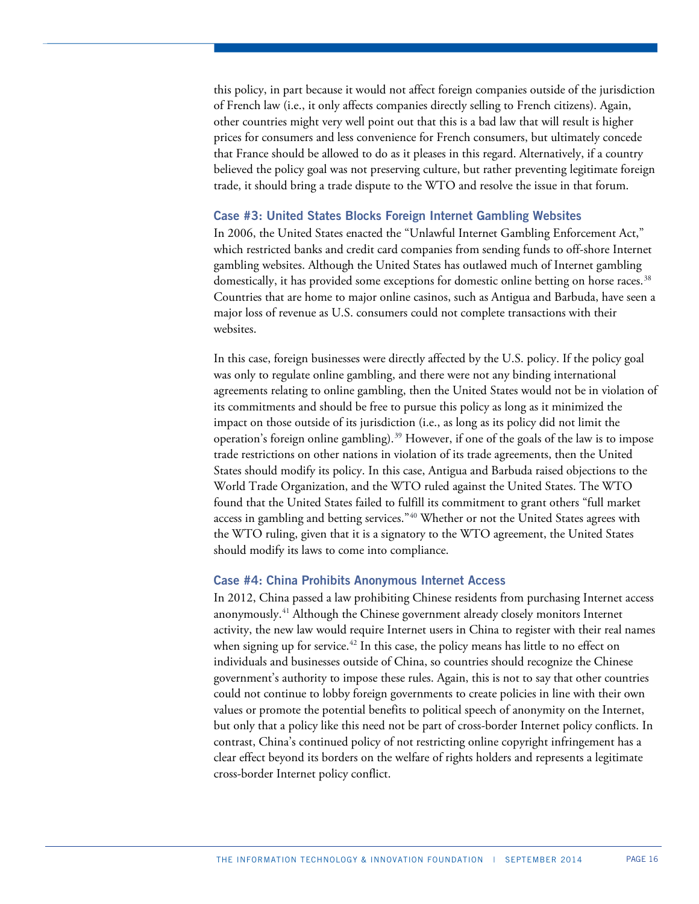this policy, in part because it would not affect foreign companies outside of the jurisdiction of French law (i.e., it only affects companies directly selling to French citizens). Again, other countries might very well point out that this is a bad law that will result is higher prices for consumers and less convenience for French consumers, but ultimately concede that France should be allowed to do as it pleases in this regard. Alternatively, if a country believed the policy goal was not preserving culture, but rather preventing legitimate foreign trade, it should bring a trade dispute to the WTO and resolve the issue in that forum.

### Case #3: United States Blocks Foreign Internet Gambling Websites

In 2006, the United States enacted the "Unlawful Internet Gambling Enforcement Act," which restricted banks and credit card companies from sending funds to off-shore Internet gambling websites. Although the United States has outlawed much of Internet gambling domestically, it has provided some exceptions for domestic online betting on horse races.[38] Countries that are home to major online casinos, such as Antigua and Barbuda, have seen a major loss of revenue as U.S. consumers could not complete transactions with their websites.

In this case, foreign businesses were directly affected by the U.S. policy. If the policy goal was only to regulate online gambling, and there were not any binding international agreements relating to online gambling, then the United States would not be in violation of its commitments and should be free to pursue this policy as long as it minimized the impact on those outside of its jurisdiction (i.e., as long as its policy did not limit the operation's foreign online gambling).[39] However, if one of the goals of the law is to impose trade restrictions on other nations in violation of its trade agreements, then the United States should modify its policy. In this case, Antigua and Barbuda raised objections to the World Trade Organization, and the WTO ruled against the United States. The WTO found that the United States failed to fulfill its commitment to grant others "full market access in gambling and betting services."[40] Whether or not the United States agrees with the WTO ruling, given that it is a signatory to the WTO agreement, the United States should modify its laws to come into compliance.

### Case #4: China Prohibits Anonymous Internet Access

In 2012, China passed a law prohibiting Chinese residents from purchasing Internet access anonymously.[41] Although the Chinese government already closely monitors Internet activity, the new law would require Internet users in China to register with their real names when signing up for service.[42] In this case, the policy means has little to no effect on individuals and businesses outside of China, so countries should recognize the Chinese government's authority to impose these rules. Again, this is not to say that other countries could not continue to lobby foreign governments to create policies in line with their own values or promote the potential benefits to political speech of anonymity on the Internet, but only that a policy like this need not be part of cross-border Internet policy conflicts. In contrast, China's continued policy of not restricting online copyright infringement has a clear effect beyond its borders on the welfare of rights holders and represents a legitimate cross-border Internet policy conflict.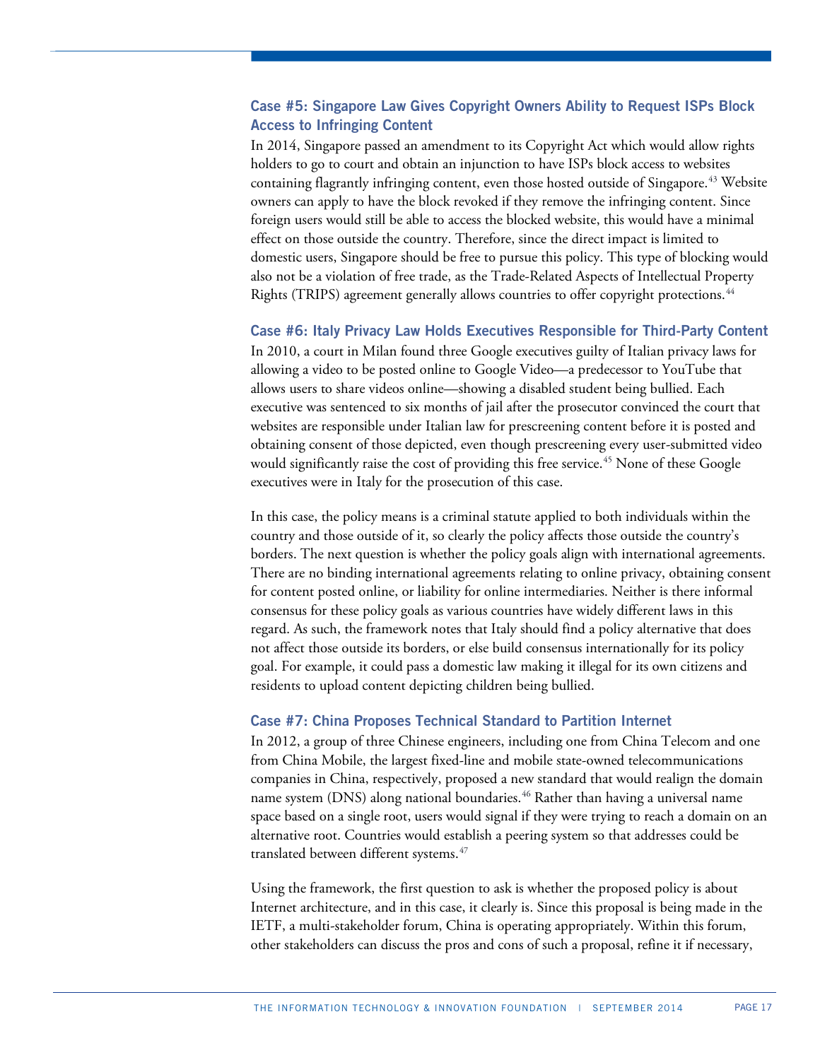### Case #5: Singapore Law Gives Copyright Owners Ability to Request ISPs Block Access to Infringing Content

In 2014, Singapore passed an amendment to its Copyright Act which would allow rights holders to go to court and obtain an injunction to have ISPs block access to websites containing flagrantly infringing content, even those hosted outside of Singapore.[43] Website owners can apply to have the block revoked if they remove the infringing content. Since foreign users would still be able to access the blocked website, this would have a minimal effect on those outside the country. Therefore, since the direct impact is limited to domestic users, Singapore should be free to pursue this policy. This type of blocking would also not be a violation of free trade, as the Trade-Related Aspects of Intellectual Property Rights (TRIPS) agreement generally allows countries to offer copyright protections.[44]

### Case #6: Italy Privacy Law Holds Executives Responsible for Third-Party Content

In 2010, a court in Milan found three Google executives guilty of Italian privacy laws for allowing a video to be posted online to Google Video—a predecessor to YouTube that allows users to share videos online—showing a disabled student being bullied. Each executive was sentenced to six months of jail after the prosecutor convinced the court that websites are responsible under Italian law for prescreening content before it is posted and obtaining consent of those depicted, even though prescreening every user-submitted video would significantly raise the cost of providing this free service.[45] None of these Google executives were in Italy for the prosecution of this case.

In this case, the policy means is a criminal statute applied to both individuals within the country and those outside of it, so clearly the policy affects those outside the country's borders. The next question is whether the policy goals align with international agreements. There are no binding international agreements relating to online privacy, obtaining consent for content posted online, or liability for online intermediaries. Neither is there informal consensus for these policy goals as various countries have widely different laws in this regard. As such, the framework notes that Italy should find a policy alternative that does not affect those outside its borders, or else build consensus internationally for its policy goal. For example, it could pass a domestic law making it illegal for its own citizens and residents to upload content depicting children being bullied.

### Case #7: China Proposes Technical Standard to Partition Internet

In 2012, a group of three Chinese engineers, including one from China Telecom and one from China Mobile, the largest fixed-line and mobile state-owned telecommunications companies in China, respectively, proposed a new standard that would realign the domain name system (DNS) along national boundaries.[46] Rather than having a universal name space based on a single root, users would signal if they were trying to reach a domain on an alternative root. Countries would establish a peering system so that addresses could be translated between different systems.[47]

Using the framework, the first question to ask is whether the proposed policy is about Internet architecture, and in this case, it clearly is. Since this proposal is being made in the IETF, a multi-stakeholder forum, China is operating appropriately. Within this forum, other stakeholders can discuss the pros and cons of such a proposal, refine it if necessary,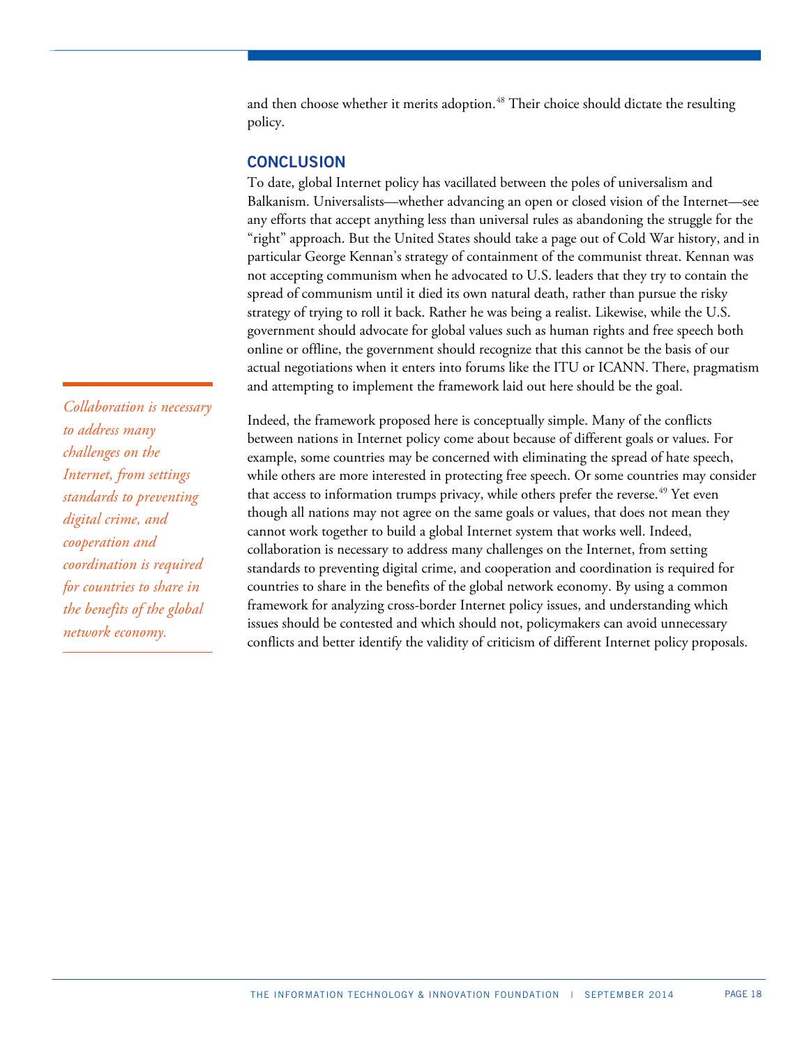and then choose whether it merits adoption.[48] Their choice should dictate the resulting policy.

## CONCLUSION

To date, global Internet policy has vacillated between the poles of universalism and Balkanism. Universalists—whether advancing an open or closed vision of the Internet—see any efforts that accept anything less than universal rules as abandoning the struggle for the "right" approach. But the United States should take a page out of Cold War history, and in particular George Kennan's strategy of containment of the communist threat. Kennan was not accepting communism when he advocated to U.S. leaders that they try to contain the spread of communism until it died its own natural death, rather than pursue the risky strategy of trying to roll it back. Rather he was being a realist. Likewise, while the U.S. government should advocate for global values such as human rights and free speech both online or offline, the government should recognize that this cannot be the basis of our actual negotiations when it enters into forums like the ITU or ICANN. There, pragmatism and attempting to implement the framework laid out here should be the goal.

*Collaboration is necessary to address many challenges on the Internet, from settings standards to preventing digital crime, and cooperation and coordination is required for countries to share in the benefits of the global network economy.*

Indeed, the framework proposed here is conceptually simple. Many of the conflicts between nations in Internet policy come about because of different goals or values. For example, some countries may be concerned with eliminating the spread of hate speech, while others are more interested in protecting free speech. Or some countries may consider that access to information trumps privacy, while others prefer the reverse.[49] Yet even though all nations may not agree on the same goals or values, that does not mean they cannot work together to build a global Internet system that works well. Indeed, collaboration is necessary to address many challenges on the Internet, from setting standards to preventing digital crime, and cooperation and coordination is required for countries to share in the benefits of the global network economy. By using a common framework for analyzing cross-border Internet policy issues, and understanding which issues should be contested and which should not, policymakers can avoid unnecessary conflicts and better identify the validity of criticism of different Internet policy proposals.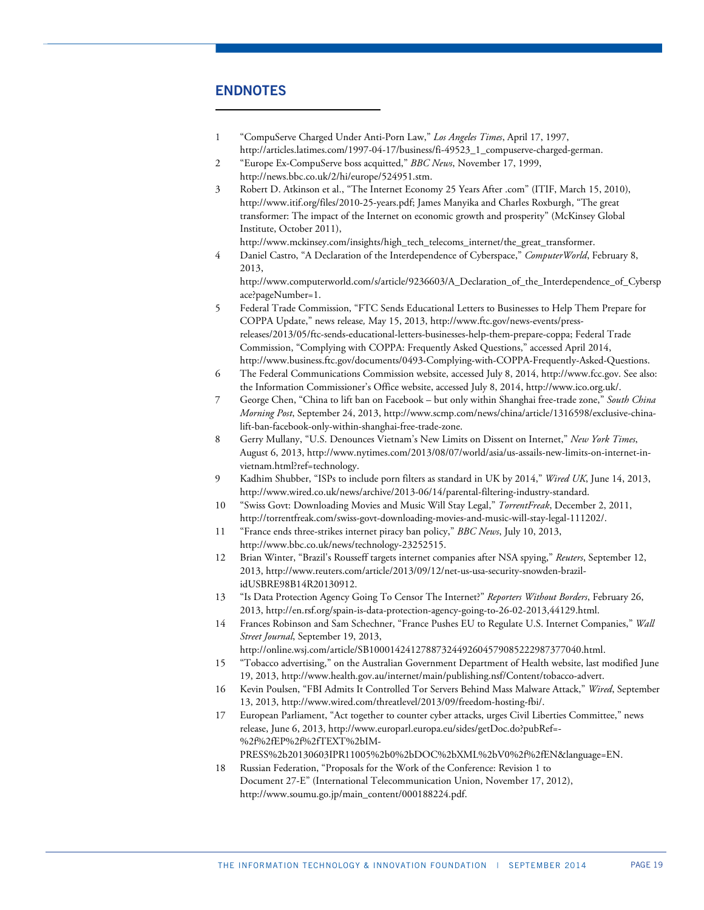## ENDNOTES

1 "CompuServe Charged Under Anti-Porn Law," *Los Angeles Times*, April 17, 1997, http://articles.latimes.com/1997-04-17/business/fi-49523_1_compuserve-charged-german.

2 "Europe Ex-CompuServe boss acquitted," *BBC News*, November 17, 1999, http://news.bbc.co.uk/2/hi/europe/524951.stm.

3 Robert D. Atkinson et al., "The Internet Economy 25 Years After .com" (ITIF, March 15, 2010), http://www.itif.org/files/2010-25-years.pdf; James Manyika and Charles Roxburgh, "The great transformer: The impact of the Internet on economic growth and prosperity" (McKinsey Global Institute, October 2011), http://www.mckinsey.com/insights/high_tech_telecoms_internet/the_great_transformer.

4 Daniel Castro, "A Declaration of the Interdependence of Cyberspace," *ComputerWorld*, February 8, 2013, http://www.computerworld.com/s/article/9236603/A_Declaration_of_the_Interdependence_of_Cyberspace?pageNumber=1.

5 Federal Trade Commission, "FTC Sends Educational Letters to Businesses to Help Them Prepare for COPPA Update," news release, May 15, 2013, http://www.ftc.gov/news-events/press-releases/2013/05/ftc-sends-educational-letters-businesses-help-them-prepare-coppa; Federal Trade Commission, "Complying with COPPA: Frequently Asked Questions," accessed April 2014, http://www.business.ftc.gov/documents/0493-Complying-with-COPPA-Frequently-Asked-Questions.

6 The Federal Communications Commission website, accessed July 8, 2014, http://www.fcc.gov. See also: the Information Commissioner's Office website, accessed July 8, 2014, http://www.ico.org.uk/.

7 George Chen, "China to lift ban on Facebook – but only within Shanghai free-trade zone," *South China Morning Post*, September 24, 2013, http://www.scmp.com/news/china/article/1316598/exclusive-china-lift-ban-facebook-only-within-shanghai-free-trade-zone.

8 Gerry Mullany, "U.S. Denounces Vietnam's New Limits on Dissent on Internet," *New York Times*, August 6, 2013, http://www.nytimes.com/2013/08/07/world/asia/us-assails-new-limits-on-internet-in-vietnam.html?ref=technology.

9 Kadhim Shubber, "ISPs to include porn filters as standard in UK by 2014," *Wired UK*, June 14, 2013, http://www.wired.co.uk/news/archive/2013-06/14/parental-filtering-industry-standard.

10 "Swiss Govt: Downloading Movies and Music Will Stay Legal," *TorrentFreak*, December 2, 2011, http://torrentfreak.com/swiss-govt-downloading-movies-and-music-will-stay-legal-111202/.

11 "France ends three-strikes internet piracy ban policy," *BBC News*, July 10, 2013, http://www.bbc.co.uk/news/technology-23252515.

12 Brian Winter, "Brazil's Rousseff targets internet companies after NSA spying," *Reuters*, September 12, 2013, http://www.reuters.com/article/2013/09/12/net-us-usa-security-snowden-brazil-idUSBRE98B14R20130912.

13 "Is Data Protection Agency Going To Censor The Internet?" *Reporters Without Borders*, February 26, 2013, http://en.rsf.org/spain-is-data-protection-agency-going-to-26-02-2013,44129.html.

14 Frances Robinson and Sam Schechner, "France Pushes EU to Regulate U.S. Internet Companies," *Wall Street Journal*, September 19, 2013, http://online.wsj.com/article/SB10001424127887324492604579085222987377040.html.

15 "Tobacco advertising," on the Australian Government Department of Health website, last modified June 19, 2013, http://www.health.gov.au/internet/main/publishing.nsf/Content/tobacco-advert.

16 Kevin Poulsen, "FBI Admits It Controlled Tor Servers Behind Mass Malware Attack," *Wired*, September 13, 2013, http://www.wired.com/threatlevel/2013/09/freedom-hosting-fbi/.

17 European Parliament, "Act together to counter cyber attacks, urges Civil Liberties Committee," news release, June 6, 2013, http://www.europarl.europa.eu/sides/getDoc.do?pubRef=-%2f%2fEP%2f%2fTEXT%2bIM-PRESS%2b20130603IPR11005%2b0%2bDOC%2bXML%2bV0%2f%2fEN&language=EN.

18 Russian Federation, "Proposals for the Work of the Conference: Revision 1 to Document 27-E" (International Telecommunication Union, November 17, 2012), http://www.soumu.go.jp/main_content/000188224.pdf.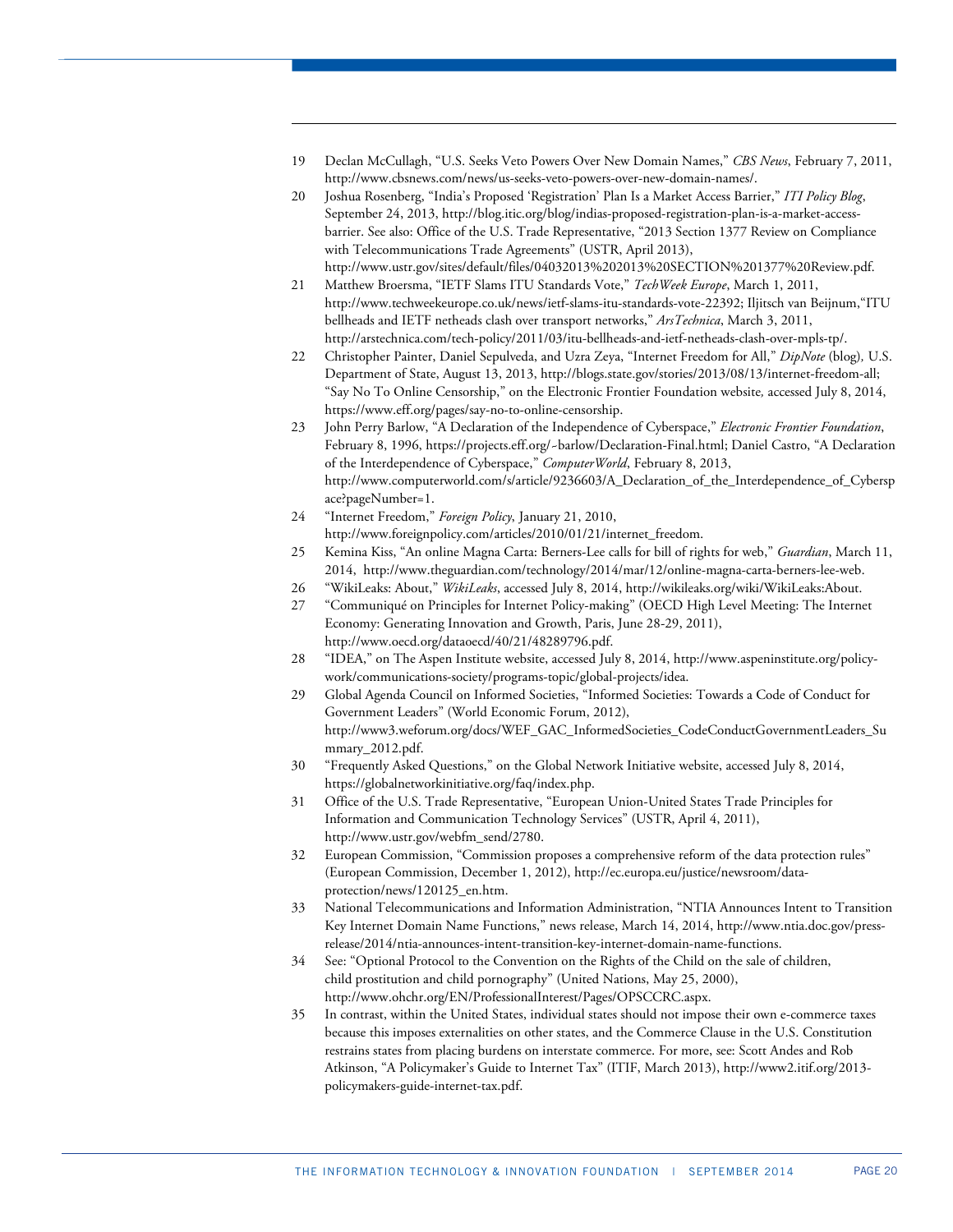19 Declan McCullagh, "U.S. Seeks Veto Powers Over New Domain Names," *CBS News*, February 7, 2011, http://www.cbsnews.com/news/us-seeks-veto-powers-over-new-domain-names/.

20 Joshua Rosenberg, "India's Proposed 'Registration' Plan Is a Market Access Barrier," *ITI Policy Blog*, September 24, 2013, http://blog.itic.org/blog/indias-proposed-registration-plan-is-a-market-access-barrier. See also: Office of the U.S. Trade Representative, "2013 Section 1377 Review on Compliance with Telecommunications Trade Agreements" (USTR, April 2013), http://www.ustr.gov/sites/default/files/04032013%202013%20SECTION%201377%20Review.pdf.

21 Matthew Broersma, "IETF Slams ITU Standards Vote," *TechWeek Europe*, March 1, 2011, http://www.techweekeurope.co.uk/news/ietf-slams-itu-standards-vote-22392; Iljitsch van Beijnum,"ITU bellheads and IETF netheads clash over transport networks," *ArsTechnica*, March 3, 2011, http://arstechnica.com/tech-policy/2011/03/itu-bellheads-and-ietf-netheads-clash-over-mpls-tp/.

22 Christopher Painter, Daniel Sepulveda, and Uzra Zeya, "Internet Freedom for All," *DipNote* (blog), U.S. Department of State, August 13, 2013, http://blogs.state.gov/stories/2013/08/13/internet-freedom-all; "Say No To Online Censorship," on the Electronic Frontier Foundation website, accessed July 8, 2014, https://www.eff.org/pages/say-no-to-online-censorship.

23 John Perry Barlow, "A Declaration of the Independence of Cyberspace," *Electronic Frontier Foundation*, February 8, 1996, https://projects.eff.org/~barlow/Declaration-Final.html; Daniel Castro, "A Declaration of the Interdependence of Cyberspace," *ComputerWorld*, February 8, 2013, http://www.computerworld.com/s/article/9236603/A_Declaration_of_the_Interdependence_of_Cyberspace?pageNumber=1.

24 "Internet Freedom," *Foreign Policy*, January 21, 2010, http://www.foreignpolicy.com/articles/2010/01/21/internet_freedom.

25 Kemina Kiss, "An online Magna Carta: Berners-Lee calls for bill of rights for web," *Guardian*, March 11, 2014, http://www.theguardian.com/technology/2014/mar/12/online-magna-carta-berners-lee-web.

26 "WikiLeaks: About," *WikiLeaks*, accessed July 8, 2014, http://wikileaks.org/wiki/WikiLeaks:About.

27 "Communiqué on Principles for Internet Policy-making" (OECD High Level Meeting: The Internet Economy: Generating Innovation and Growth, Paris, June 28-29, 2011), http://www.oecd.org/dataoecd/40/21/48289796.pdf.

28 "IDEA," on The Aspen Institute website, accessed July 8, 2014, http://www.aspeninstitute.org/policy-work/communications-society/programs-topic/global-projects/idea.

29 Global Agenda Council on Informed Societies, "Informed Societies: Towards a Code of Conduct for Government Leaders" (World Economic Forum, 2012), http://www3.weforum.org/docs/WEF_GAC_InformedSocieties_CodeConductGovernmentLeaders_Summary_2012.pdf.

30 "Frequently Asked Questions," on the Global Network Initiative website, accessed July 8, 2014, https://globalnetworkinitiative.org/faq/index.php.

31 Office of the U.S. Trade Representative, "European Union-United States Trade Principles for Information and Communication Technology Services" (USTR, April 4, 2011), http://www.ustr.gov/webfm_send/2780.

32 European Commission, "Commission proposes a comprehensive reform of the data protection rules" (European Commission, December 1, 2012), http://ec.europa.eu/justice/newsroom/data-protection/news/120125_en.htm.

33 National Telecommunications and Information Administration, "NTIA Announces Intent to Transition Key Internet Domain Name Functions," news release, March 14, 2014, http://www.ntia.doc.gov/press-release/2014/ntia-announces-intent-transition-key-internet-domain-name-functions.

34 See: "Optional Protocol to the Convention on the Rights of the Child on the sale of children, child prostitution and child pornography" (United Nations, May 25, 2000), http://www.ohchr.org/EN/ProfessionalInterest/Pages/OPSCCRC.aspx.

35 In contrast, within the United States, individual states should not impose their own e-commerce taxes because this imposes externalities on other states, and the Commerce Clause in the U.S. Constitution restrains states from placing burdens on interstate commerce. For more, see: Scott Andes and Rob Atkinson, "A Policymaker's Guide to Internet Tax" (ITIF, March 2013), http://www2.itif.org/2013-policymakers-guide-internet-tax.pdf.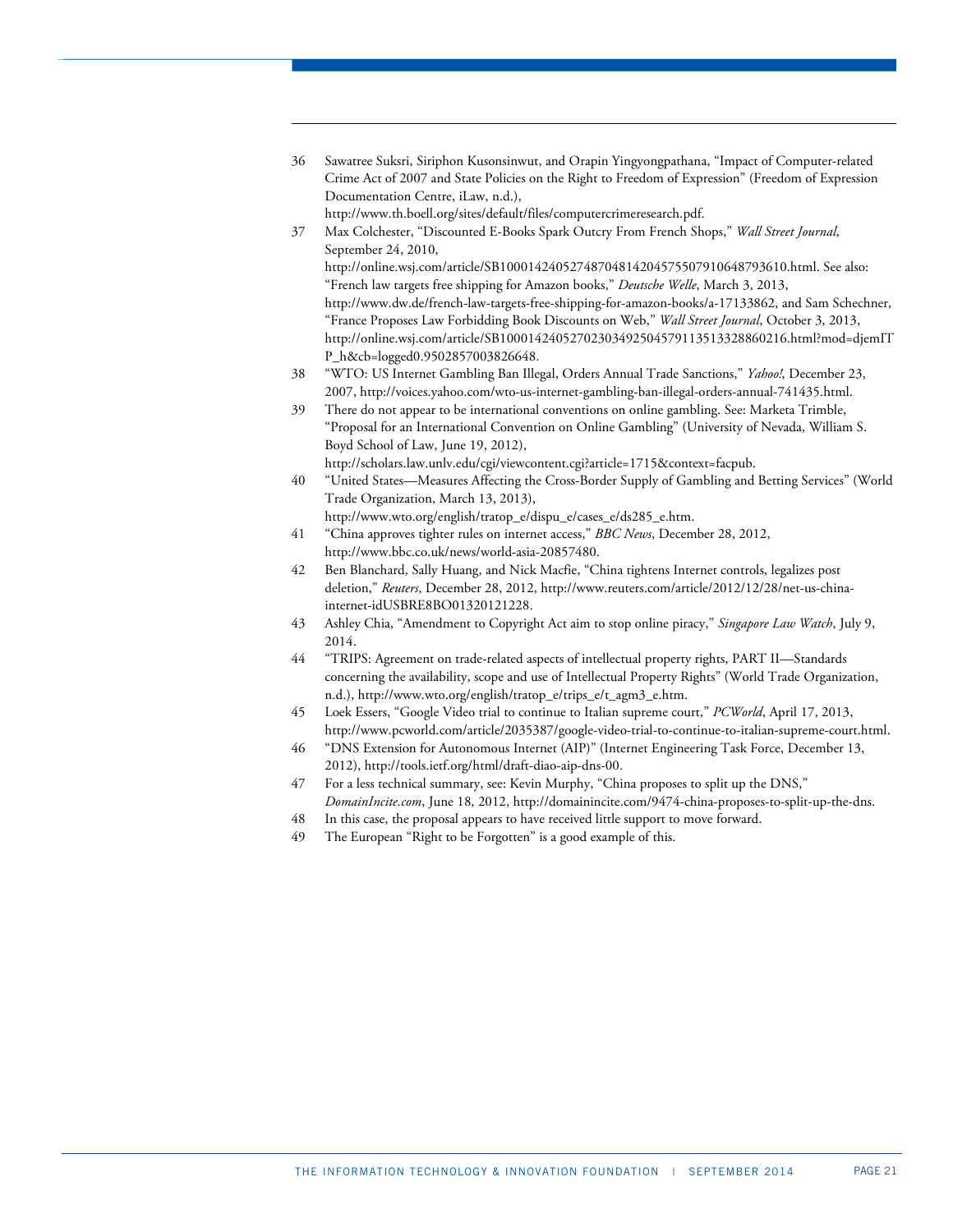36 Sawatree Suksri, Siriphon Kusonsinwut, and Orapin Yingyongpathana, "Impact of Computer-related Crime Act of 2007 and State Policies on the Right to Freedom of Expression" (Freedom of Expression Documentation Centre, iLaw, n.d.), http://www.th.boell.org/sites/default/files/computercrimeresearch.pdf.

37 Max Colchester, "Discounted E-Books Spark Outcry From French Shops," *Wall Street Journal*, September 24, 2010, http://online.wsj.com/article/SB10001424052748704814204575507910648793610.html. See also: "French law targets free shipping for Amazon books," *Deutsche Welle*, March 3, 2013, http://www.dw.de/french-law-targets-free-shipping-for-amazon-books/a-17133862, and Sam Schechner, "France Proposes Law Forbidding Book Discounts on Web," *Wall Street Journal*, October 3, 2013, http://online.wsj.com/article/SB10001424052702303492504579113513328860216.html?mod=djemITP_h&cb=logged0.9502857003826648.

38 "WTO: US Internet Gambling Ban Illegal, Orders Annual Trade Sanctions," *Yahoo!*, December 23, 2007, http://voices.yahoo.com/wto-us-internet-gambling-ban-illegal-orders-annual-741435.html.

39 There do not appear to be international conventions on online gambling. See: Marketa Trimble, "Proposal for an International Convention on Online Gambling" (University of Nevada, William S. Boyd School of Law, June 19, 2012), http://scholars.law.unlv.edu/cgi/viewcontent.cgi?article=1715&context=facpub.

40 "United States—Measures Affecting the Cross-Border Supply of Gambling and Betting Services" (World Trade Organization, March 13, 2013), http://www.wto.org/english/tratop_e/dispu_e/cases_e/ds285_e.htm.

41 "China approves tighter rules on internet access," *BBC News*, December 28, 2012, http://www.bbc.co.uk/news/world-asia-20857480.

42 Ben Blanchard, Sally Huang, and Nick Macfie, "China tightens Internet controls, legalizes post deletion," *Reuters*, December 28, 2012, http://www.reuters.com/article/2012/12/28/net-us-china-internet-idUSBRE8BO01320121228.

43 Ashley Chia, "Amendment to Copyright Act aim to stop online piracy," *Singapore Law Watch*, July 9, 2014.

44 "TRIPS: Agreement on trade-related aspects of intellectual property rights, PART II—Standards concerning the availability, scope and use of Intellectual Property Rights" (World Trade Organization, n.d.), http://www.wto.org/english/tratop_e/trips_e/t_agm3_e.htm.

45 Loek Essers, "Google Video trial to continue to Italian supreme court," *PCWorld*, April 17, 2013, http://www.pcworld.com/article/2035387/google-video-trial-to-continue-to-italian-supreme-court.html.

46 "DNS Extension for Autonomous Internet (AIP)" (Internet Engineering Task Force, December 13, 2012), http://tools.ietf.org/html/draft-diao-aip-dns-00.

47 For a less technical summary, see: Kevin Murphy, "China proposes to split up the DNS," *DomainIncite.com*, June 18, 2012, http://domainincite.com/9474-china-proposes-to-split-up-the-dns.

48 In this case, the proposal appears to have received little support to move forward.

49 The European "Right to be Forgotten" is a good example of this.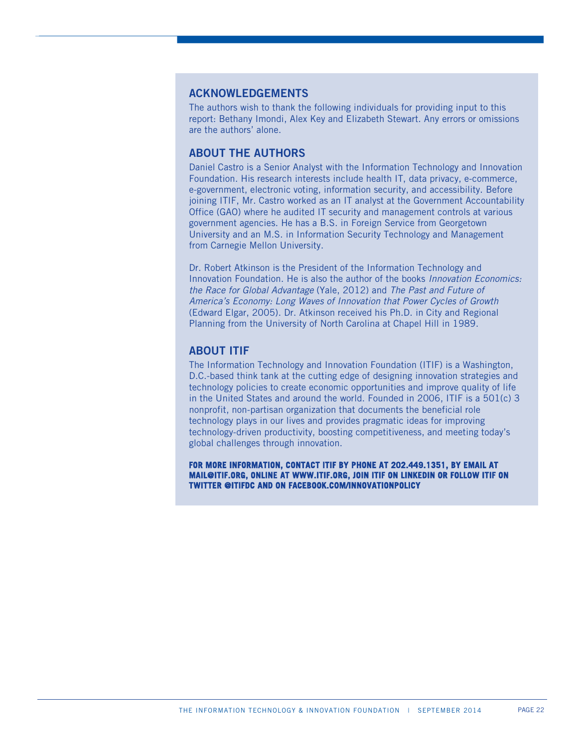## ACKNOWLEDGEMENTS

The authors wish to thank the following individuals for providing input to this report: Bethany Imondi, Alex Key and Elizabeth Stewart. Any errors or omissions are the authors' alone.

## ABOUT THE AUTHORS

Daniel Castro is a Senior Analyst with the Information Technology and Innovation Foundation. His research interests include health IT, data privacy, e-commerce, e-government, electronic voting, information security, and accessibility. Before joining ITIF, Mr. Castro worked as an IT analyst at the Government Accountability Office (GAO) where he audited IT security and management controls at various government agencies. He has a B.S. in Foreign Service from Georgetown University and an M.S. in Information Security Technology and Management from Carnegie Mellon University.

Dr. Robert Atkinson is the President of the Information Technology and Innovation Foundation. He is also the author of the books *Innovation Economics: the Race for Global Advantage* (Yale, 2012) and *The Past and Future of America's Economy: Long Waves of Innovation that Power Cycles of Growth* (Edward Elgar, 2005). Dr. Atkinson received his Ph.D. in City and Regional Planning from the University of North Carolina at Chapel Hill in 1989.

## ABOUT ITIF

The Information Technology and Innovation Foundation (ITIF) is a Washington, D.C.-based think tank at the cutting edge of designing innovation strategies and technology policies to create economic opportunities and improve quality of life in the United States and around the world. Founded in 2006, ITIF is a 501(c) 3 nonprofit, non-partisan organization that documents the beneficial role technology plays in our lives and provides pragmatic ideas for improving technology-driven productivity, boosting competitiveness, and meeting today's global challenges through innovation.

**FOR MORE INFORMATION, CONTACT ITIF BY PHONE AT 202.449.1351, BY EMAIL AT MAIL@ITIF.ORG, ONLINE AT WWW.ITIF.ORG, JOIN ITIF ON LINKEDIN OR FOLLOW ITIF ON TWITTER @ITIFDC AND ON FACEBOOK.COM/INNOVATIONPOLICY**